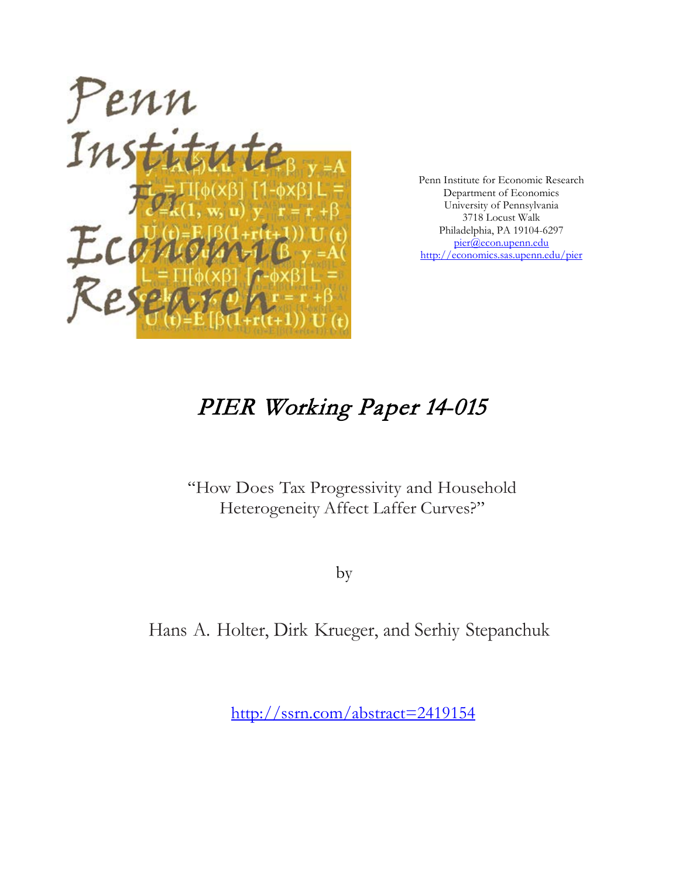Penn Institute for Economic Research
Department of Economics
University of Pennsylvania
3718 Locust Walk
Philadelphia, PA 19104-6297
pier@econ.upenn.edu
http://economics.sas.upenn.edu/pier

# PIER Working Paper 14-015

"How Does Tax Progressivity and Household Heterogeneity Affect Laffer Curves?"

by

Hans A. Holter, Dirk Krueger, and Serhiy Stepanchuk

http://ssrn.com/abstract=2419154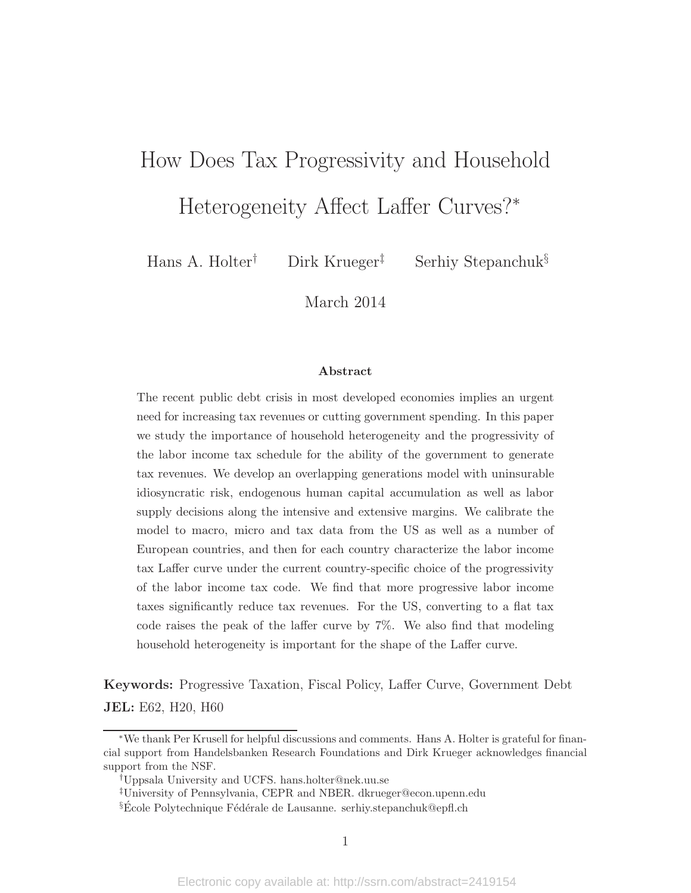# How Does Tax Progressivity and Household Heterogeneity Affect Laffer Curves?*

Hans A. Holter[†] Dirk Krueger[‡] Serhiy Stepanchuk[§]

March 2014

**Abstract**

The recent public debt crisis in most developed economies implies an urgent need for increasing tax revenues or cutting government spending. In this paper we study the importance of household heterogeneity and the progressivity of the labor income tax schedule for the ability of the government to generate tax revenues. We develop an overlapping generations model with uninsurable idiosyncratic risk, endogenous human capital accumulation as well as labor supply decisions along the intensive and extensive margins. We calibrate the model to macro, micro and tax data from the US as well as a number of European countries, and then for each country characterize the labor income tax Laffer curve under the current country-specific choice of the progressivity of the labor income tax code. We find that more progressive labor income taxes significantly reduce tax revenues. For the US, converting to a flat tax code raises the peak of the laffer curve by 7%. We also find that modeling household heterogeneity is important for the shape of the Laffer curve.

**Keywords:** Progressive Taxation, Fiscal Policy, Laffer Curve, Government Debt

**JEL:** E62, H20, H60

*We thank Per Krusell for helpful discussions and comments. Hans A. Holter is grateful for financial support from Handelsbanken Research Foundations and Dirk Krueger acknowledges financial support from the NSF.

†Uppsala University and UCFS. hans.holter@nek.uu.se

‡University of Pennsylvania, CEPR and NBER. dkrueger@econ.upenn.edu

§École Polytechnique Fédérale de Lausanne. serhiy.stepanchuk@epfl.ch

Electronic copy available at: http://ssrn.com/abstract=2419154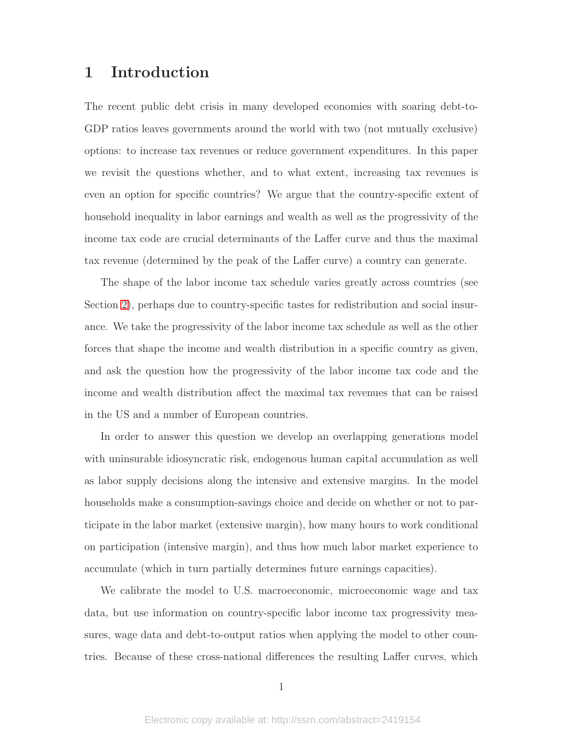# 1 Introduction

The recent public debt crisis in many developed economies with soaring debt-to-GDP ratios leaves governments around the world with two (not mutually exclusive) options: to increase tax revenues or reduce government expenditures. In this paper we revisit the questions whether, and to what extent, increasing tax revenues is even an option for specific countries? We argue that the country-specific extent of household inequality in labor earnings and wealth as well as the progressivity of the income tax code are crucial determinants of the Laffer curve and thus the maximal tax revenue (determined by the peak of the Laffer curve) a country can generate.

The shape of the labor income tax schedule varies greatly across countries (see Section 2), perhaps due to country-specific tastes for redistribution and social insurance. We take the progressivity of the labor income tax schedule as well as the other forces that shape the income and wealth distribution in a specific country as given, and ask the question how the progressivity of the labor income tax code and the income and wealth distribution affect the maximal tax revenues that can be raised in the US and a number of European countries.

In order to answer this question we develop an overlapping generations model with uninsurable idiosyncratic risk, endogenous human capital accumulation as well as labor supply decisions along the intensive and extensive margins. In the model households make a consumption-savings choice and decide on whether or not to participate in the labor market (extensive margin), how many hours to work conditional on participation (intensive margin), and thus how much labor market experience to accumulate (which in turn partially determines future earnings capacities).

We calibrate the model to U.S. macroeconomic, microeconomic wage and tax data, but use information on country-specific labor income tax progressivity measures, wage data and debt-to-output ratios when applying the model to other countries. Because of these cross-national differences the resulting Laffer curves, which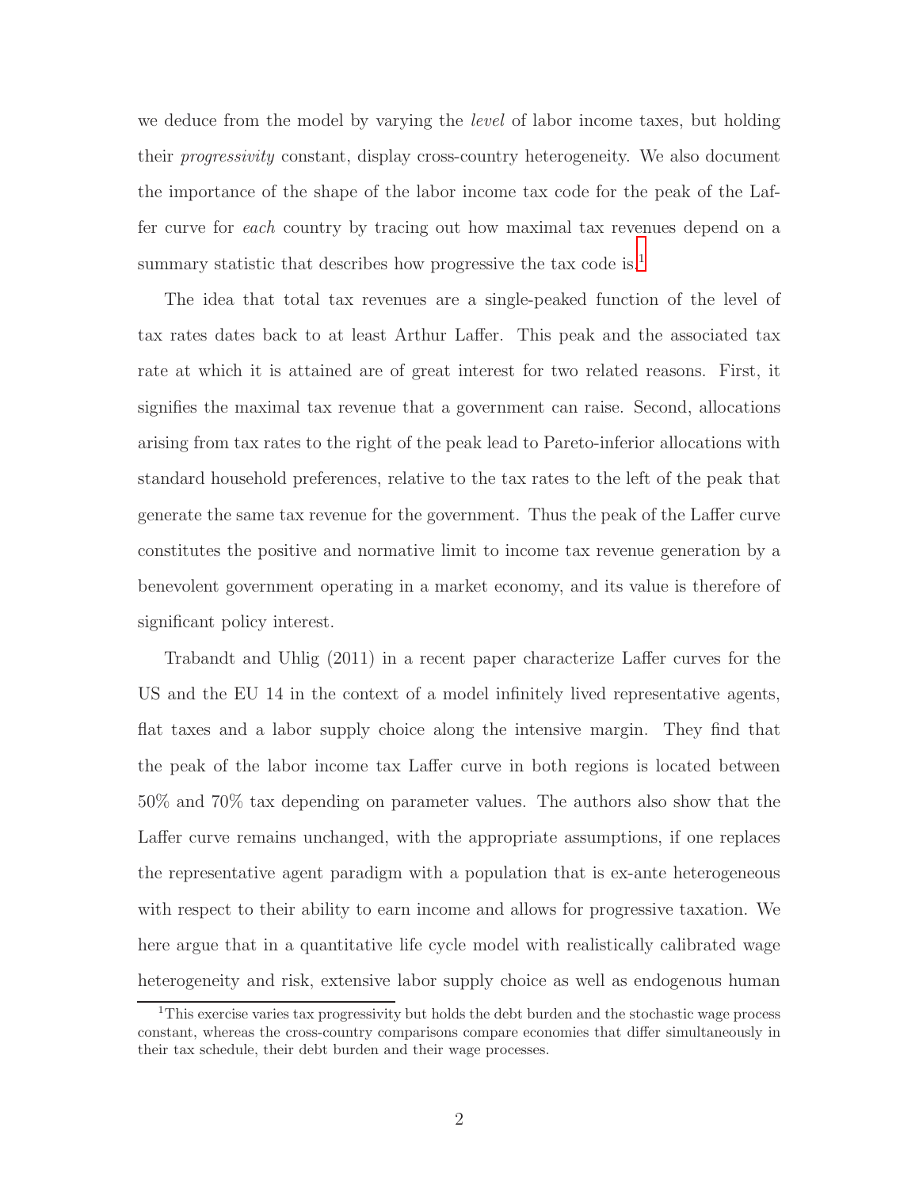we deduce from the model by varying the *level* of labor income taxes, but holding their *progressivity* constant, display cross-country heterogeneity. We also document the importance of the shape of the labor income tax code for the peak of the Laffer curve for *each* country by tracing out how maximal tax revenues depend on a summary statistic that describes how progressive the tax code is.[1]

The idea that total tax revenues are a single-peaked function of the level of tax rates dates back to at least Arthur Laffer. This peak and the associated tax rate at which it is attained are of great interest for two related reasons. First, it signifies the maximal tax revenue that a government can raise. Second, allocations arising from tax rates to the right of the peak lead to Pareto-inferior allocations with standard household preferences, relative to the tax rates to the left of the peak that generate the same tax revenue for the government. Thus the peak of the Laffer curve constitutes the positive and normative limit to income tax revenue generation by a benevolent government operating in a market economy, and its value is therefore of significant policy interest.

Trabandt and Uhlig (2011) in a recent paper characterize Laffer curves for the US and the EU 14 in the context of a model infinitely lived representative agents, flat taxes and a labor supply choice along the intensive margin. They find that the peak of the labor income tax Laffer curve in both regions is located between 50% and 70% tax depending on parameter values. The authors also show that the Laffer curve remains unchanged, with the appropriate assumptions, if one replaces the representative agent paradigm with a population that is ex-ante heterogeneous with respect to their ability to earn income and allows for progressive taxation. We here argue that in a quantitative life cycle model with realistically calibrated wage heterogeneity and risk, extensive labor supply choice as well as endogenous human

[1] This exercise varies tax progressivity but holds the debt burden and the stochastic wage process constant, whereas the cross-country comparisons compare economies that differ simultaneously in their tax schedule, their debt burden and their wage processes.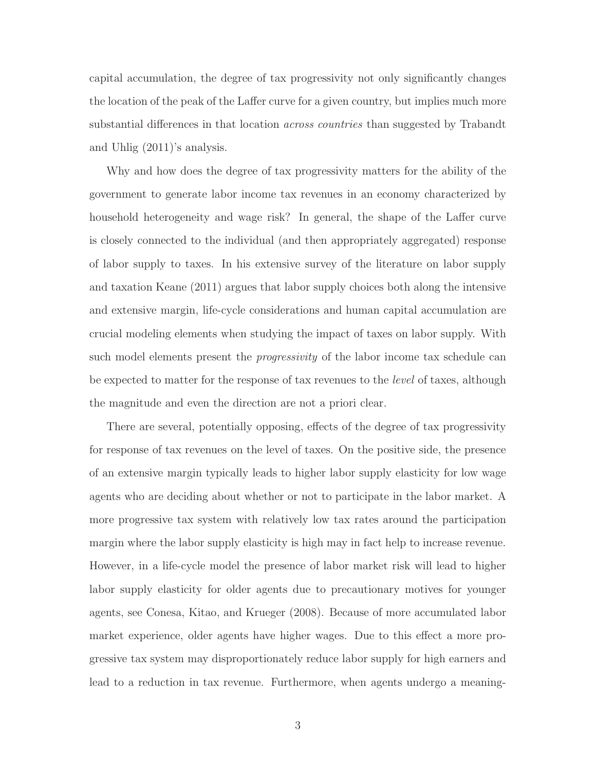capital accumulation, the degree of tax progressivity not only significantly changes the location of the peak of the Laffer curve for a given country, but implies much more substantial differences in that location *across countries* than suggested by Trabandt and Uhlig (2011)'s analysis.

Why and how does the degree of tax progressivity matters for the ability of the government to generate labor income tax revenues in an economy characterized by household heterogeneity and wage risk? In general, the shape of the Laffer curve is closely connected to the individual (and then appropriately aggregated) response of labor supply to taxes. In his extensive survey of the literature on labor supply and taxation Keane (2011) argues that labor supply choices both along the intensive and extensive margin, life-cycle considerations and human capital accumulation are crucial modeling elements when studying the impact of taxes on labor supply. With such model elements present the *progressivity* of the labor income tax schedule can be expected to matter for the response of tax revenues to the *level* of taxes, although the magnitude and even the direction are not a priori clear.

There are several, potentially opposing, effects of the degree of tax progressivity for response of tax revenues on the level of taxes. On the positive side, the presence of an extensive margin typically leads to higher labor supply elasticity for low wage agents who are deciding about whether or not to participate in the labor market. A more progressive tax system with relatively low tax rates around the participation margin where the labor supply elasticity is high may in fact help to increase revenue. However, in a life-cycle model the presence of labor market risk will lead to higher labor supply elasticity for older agents due to precautionary motives for younger agents, see Conesa, Kitao, and Krueger (2008). Because of more accumulated labor market experience, older agents have higher wages. Due to this effect a more progressive tax system may disproportionately reduce labor supply for high earners and lead to a reduction in tax revenue. Furthermore, when agents undergo a meaning-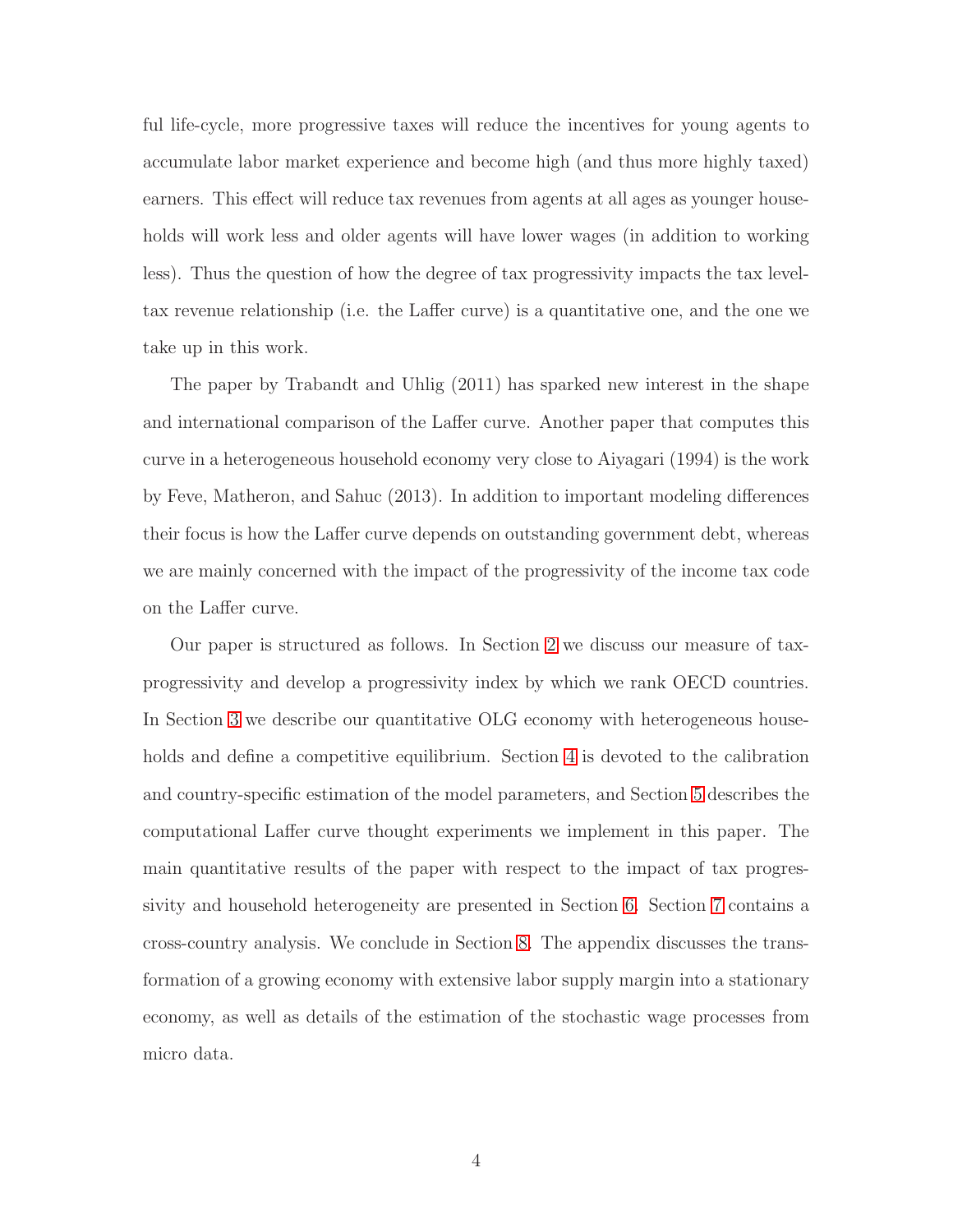ful life-cycle, more progressive taxes will reduce the incentives for young agents to accumulate labor market experience and become high (and thus more highly taxed) earners. This effect will reduce tax revenues from agents at all ages as younger households will work less and older agents will have lower wages (in addition to working less). Thus the question of how the degree of tax progressivity impacts the tax level-tax revenue relationship (i.e. the Laffer curve) is a quantitative one, and the one we take up in this work.

The paper by Trabandt and Uhlig (2011) has sparked new interest in the shape and international comparison of the Laffer curve. Another paper that computes this curve in a heterogeneous household economy very close to Aiyagari (1994) is the work by Feve, Matheron, and Sahuc (2013). In addition to important modeling differences their focus is how the Laffer curve depends on outstanding government debt, whereas we are mainly concerned with the impact of the progressivity of the income tax code on the Laffer curve.

Our paper is structured as follows. In Section 2 we discuss our measure of tax-progressivity and develop a progressivity index by which we rank OECD countries. In Section 3 we describe our quantitative OLG economy with heterogeneous households and define a competitive equilibrium. Section 4 is devoted to the calibration and country-specific estimation of the model parameters, and Section 5 describes the computational Laffer curve thought experiments we implement in this paper. The main quantitative results of the paper with respect to the impact of tax progressivity and household heterogeneity are presented in Section 6. Section 7 contains a cross-country analysis. We conclude in Section 8. The appendix discusses the transformation of a growing economy with extensive labor supply margin into a stationary economy, as well as details of the estimation of the stochastic wage processes from micro data.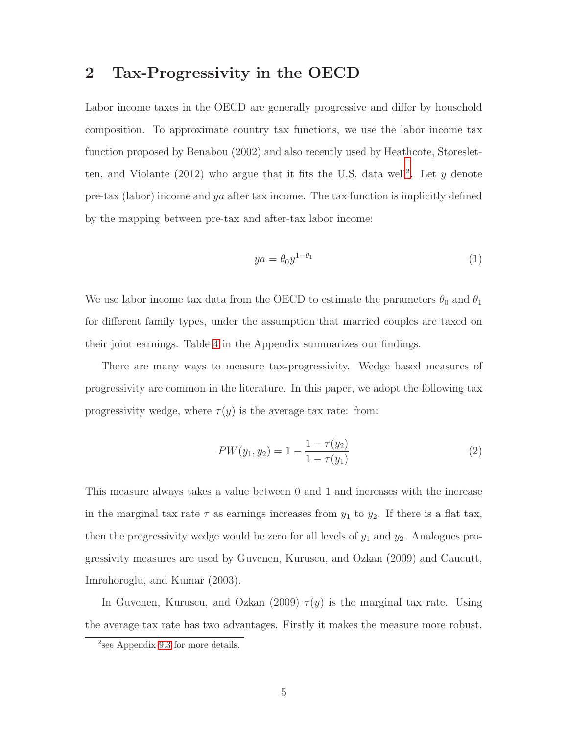## 2 Tax-Progressivity in the OECD

Labor income taxes in the OECD are generally progressive and differ by household composition. To approximate country tax functions, we use the labor income tax function proposed by Benabou (2002) and also recently used by Heathcote, Storesletten, and Violante (2012) who argue that it fits the U.S. data well[2]. Let $y$ denote pre-tax (labor) income and $ya$ after tax income. The tax function is implicitly defined by the mapping between pre-tax and after-tax labor income:

$$ya = \theta_0 y^{1-\theta_1} \tag{1}$$

We use labor income tax data from the OECD to estimate the parameters $\theta_0$ and $\theta_1$ for different family types, under the assumption that married couples are taxed on their joint earnings. Table 4 in the Appendix summarizes our findings.

There are many ways to measure tax-progressivity. Wedge based measures of progressivity are common in the literature. In this paper, we adopt the following tax progressivity wedge, where $\tau(y)$ is the average tax rate: from:

$$PW(y_1, y_2) = 1 - \frac{1 - \tau(y_2)}{1 - \tau(y_1)} \tag{2}$$

This measure always takes a value between 0 and 1 and increases with the increase in the marginal tax rate $\tau$ as earnings increases from $y_1$ to $y_2$. If there is a flat tax, then the progressivity wedge would be zero for all levels of $y_1$ and $y_2$. Analogues progressivity measures are used by Guvenen, Kuruscu, and Ozkan (2009) and Caucutt, Imrohoroglu, and Kumar (2003).

In Guvenen, Kuruscu, and Ozkan (2009) $\tau(y)$ is the marginal tax rate. Using the average tax rate has two advantages. Firstly it makes the measure more robust.

[2] see Appendix 9.3 for more details.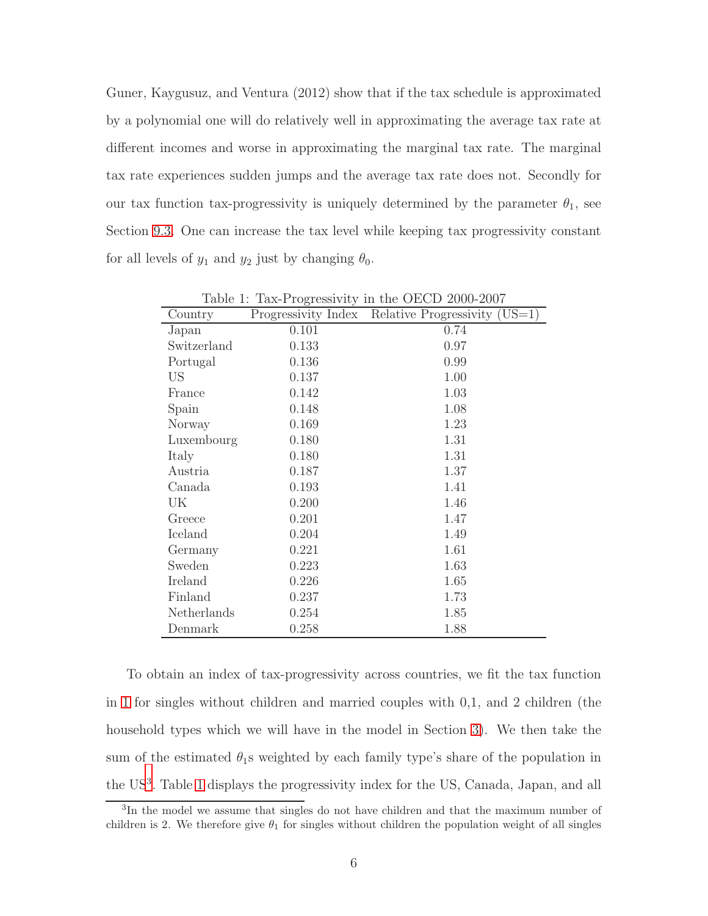Guner, Kaygusuz, and Ventura (2012) show that if the tax schedule is approximated by a polynomial one will do relatively well in approximating the average tax rate at different incomes and worse in approximating the marginal tax rate. The marginal tax rate experiences sudden jumps and the average tax rate does not. Secondly for our tax function tax-progressivity is uniquely determined by the parameter $\theta_1$, see Section 9.3. One can increase the tax level while keeping tax progressivity constant for all levels of $y_1$ and $y_2$ just by changing $\theta_0$.

Table 1: Tax-Progressivity in the OECD 2000-2007

| Country | Progressivity Index | Relative Progressivity (US=1) |
|---|---|---|
| Japan | 0.101 | 0.74 |
| Switzerland | 0.133 | 0.97 |
| Portugal | 0.136 | 0.99 |
| US | 0.137 | 1.00 |
| France | 0.142 | 1.03 |
| Spain | 0.148 | 1.08 |
| Norway | 0.169 | 1.23 |
| Luxembourg | 0.180 | 1.31 |
| Italy | 0.180 | 1.31 |
| Austria | 0.187 | 1.37 |
| Canada | 0.193 | 1.41 |
| UK | 0.200 | 1.46 |
| Greece | 0.201 | 1.47 |
| Iceland | 0.204 | 1.49 |
| Germany | 0.221 | 1.61 |
| Sweden | 0.223 | 1.63 |
| Ireland | 0.226 | 1.65 |
| Finland | 0.237 | 1.73 |
| Netherlands | 0.254 | 1.85 |
| Denmark | 0.258 | 1.88 |

To obtain an index of tax-progressivity across countries, we fit the tax function in 1 for singles without children and married couples with 0,1, and 2 children (the household types which we will have in the model in Section 3). We then take the sum of the estimated $\theta_1$s weighted by each family type's share of the population in the US[3]. Table 1 displays the progressivity index for the US, Canada, Japan, and all

[3]In the model we assume that singles do not have children and that the maximum number of children is 2. We therefore give $\theta_1$ for singles without children the population weight of all singles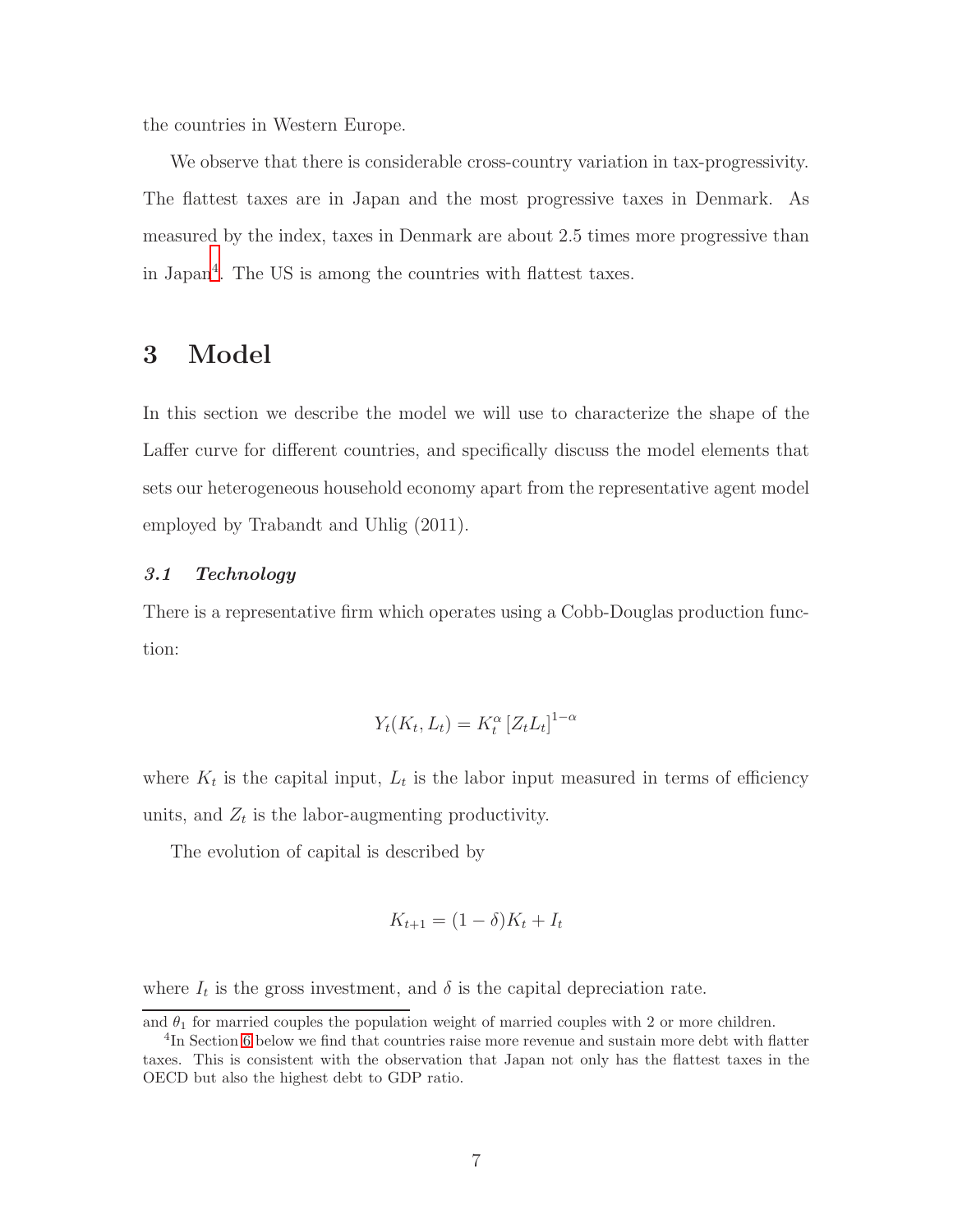the countries in Western Europe.

We observe that there is considerable cross-country variation in tax-progressivity. The flattest taxes are in Japan and the most progressive taxes in Denmark. As measured by the index, taxes in Denmark are about 2.5 times more progressive than in Japan[4]. The US is among the countries with flattest taxes.

# 3 Model

In this section we describe the model we will use to characterize the shape of the Laffer curve for different countries, and specifically discuss the model elements that sets our heterogeneous household economy apart from the representative agent model employed by Trabandt and Uhlig (2011).

## *3.1 Technology*

There is a representative firm which operates using a Cobb-Douglas production function:

$$Y_t(K_t, L_t) = K_t^{\alpha} \left[Z_t L_t\right]^{1-\alpha}$$

where $K_t$ is the capital input, $L_t$ is the labor input measured in terms of efficiency units, and $Z_t$ is the labor-augmenting productivity.

The evolution of capital is described by

$$K_{t+1} = (1-\delta)K_t + I_t$$

where $I_t$ is the gross investment, and $\delta$ is the capital depreciation rate.

---

and $\theta_1$ for married couples the population weight of married couples with 2 or more children.

[4] In Section 6 below we find that countries raise more revenue and sustain more debt with flatter taxes. This is consistent with the observation that Japan not only has the flattest taxes in the OECD but also the highest debt to GDP ratio.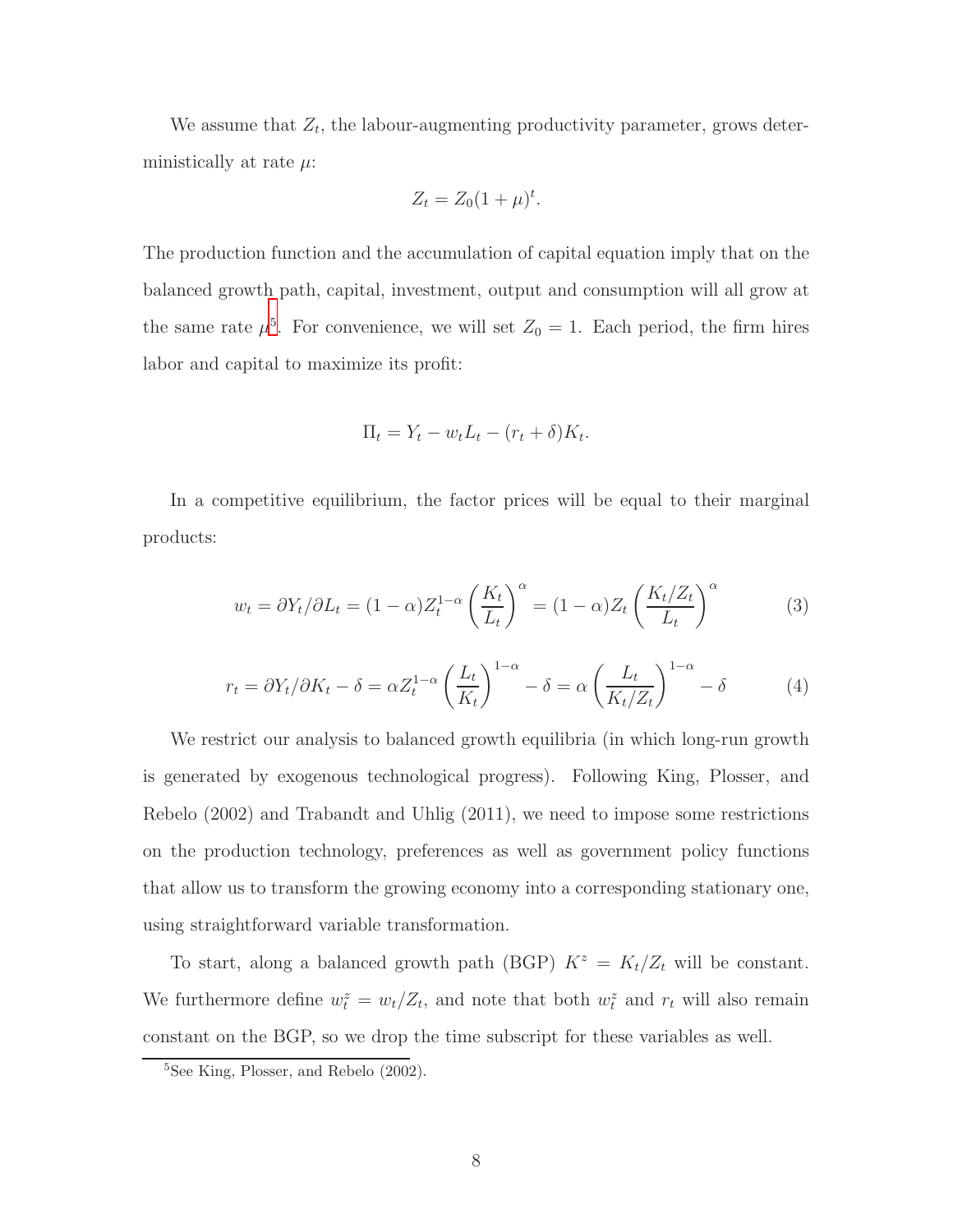We assume that $Z_t$, the labour-augmenting productivity parameter, grows deterministically at rate $\mu$:

$$Z_t = Z_0(1+\mu)^t.$$

The production function and the accumulation of capital equation imply that on the balanced growth path, capital, investment, output and consumption will all grow at the same rate $\mu$[5]. For convenience, we will set $Z_0 = 1$. Each period, the firm hires labor and capital to maximize its profit:

$$\Pi_t = Y_t - w_t L_t - (r_t + \delta)K_t.$$

In a competitive equilibrium, the factor prices will be equal to their marginal products:

$$w_t = \partial Y_t / \partial L_t = (1-\alpha) Z_t^{1-\alpha} \left( \frac{K_t}{L_t} \right)^{\alpha} = (1-\alpha) Z_t \left( \frac{K_t / Z_t}{L_t} \right)^{\alpha} \tag{3}$$

$$r_t = \partial Y_t / \partial K_t - \delta = \alpha Z_t^{1-\alpha} \left( \frac{L_t}{K_t} \right)^{1-\alpha} - \delta = \alpha \left( \frac{L_t}{K_t / Z_t} \right)^{1-\alpha} - \delta \tag{4}$$

We restrict our analysis to balanced growth equilibria (in which long-run growth is generated by exogenous technological progress). Following King, Plosser, and Rebelo (2002) and Trabandt and Uhlig (2011), we need to impose some restrictions on the production technology, preferences as well as government policy functions that allow us to transform the growing economy into a corresponding stationary one, using straightforward variable transformation.

To start, along a balanced growth path (BGP) $K^z = K_t/Z_t$ will be constant. We furthermore define $w_t^z = w_t/Z_t$, and note that both $w_t^z$ and $r_t$ will also remain constant on the BGP, so we drop the time subscript for these variables as well.

[5] See King, Plosser, and Rebelo (2002).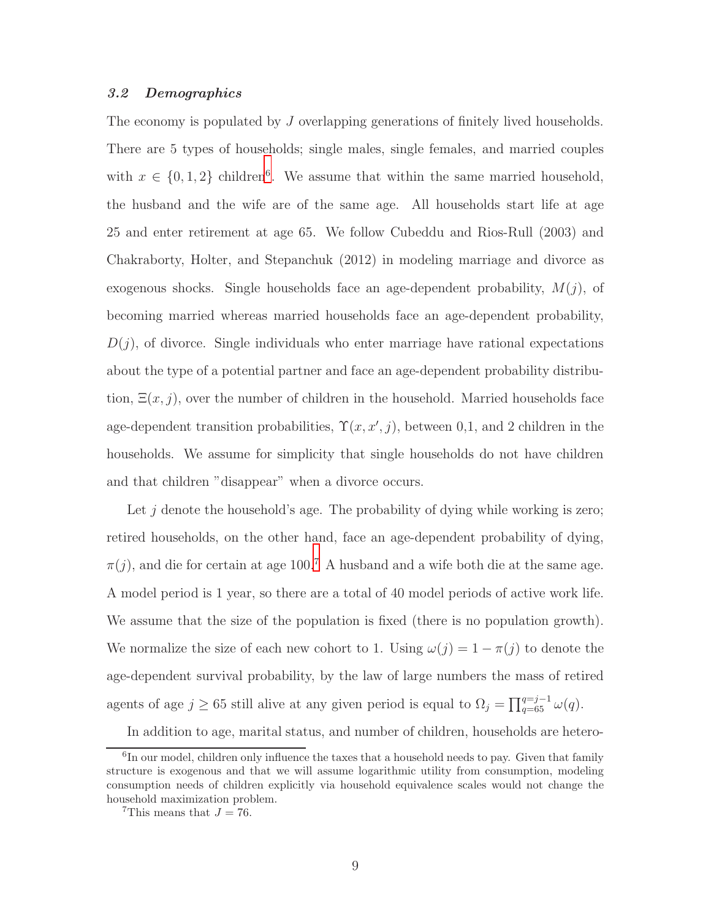### *3.2 Demographics*

The economy is populated by $J$ overlapping generations of finitely lived households. There are 5 types of households; single males, single females, and married couples with $x \in \{0, 1, 2\}$ children[6]. We assume that within the same married household, the husband and the wife are of the same age. All households start life at age 25 and enter retirement at age 65. We follow Cubeddu and Rios-Rull (2003) and Chakraborty, Holter, and Stepanchuk (2012) in modeling marriage and divorce as exogenous shocks. Single households face an age-dependent probability, $M(j)$, of becoming married whereas married households face an age-dependent probability, $D(j)$, of divorce. Single individuals who enter marriage have rational expectations about the type of a potential partner and face an age-dependent probability distribution, $\Xi(x, j)$, over the number of children in the household. Married households face age-dependent transition probabilities, $\Upsilon(x, x', j)$, between 0,1, and 2 children in the households. We assume for simplicity that single households do not have children and that children "disappear" when a divorce occurs.

Let $j$ denote the household's age. The probability of dying while working is zero; retired households, on the other hand, face an age-dependent probability of dying, $\pi(j)$, and die for certain at age 100.[7] A husband and a wife both die at the same age. A model period is 1 year, so there are a total of 40 model periods of active work life. We assume that the size of the population is fixed (there is no population growth). We normalize the size of each new cohort to 1. Using $\omega(j) = 1 - \pi(j)$ to denote the age-dependent survival probability, by the law of large numbers the mass of retired agents of age $j \geq 65$ still alive at any given period is equal to $\Omega_j = \prod_{q=65}^{q=j-1} \omega(q)$.

In addition to age, marital status, and number of children, households are hetero-

---

[6] In our model, children only influence the taxes that a household needs to pay. Given that family structure is exogenous and that we will assume logarithmic utility from consumption, modeling consumption needs of children explicitly via household equivalence scales would not change the household maximization problem.

[7] This means that $J = 76$.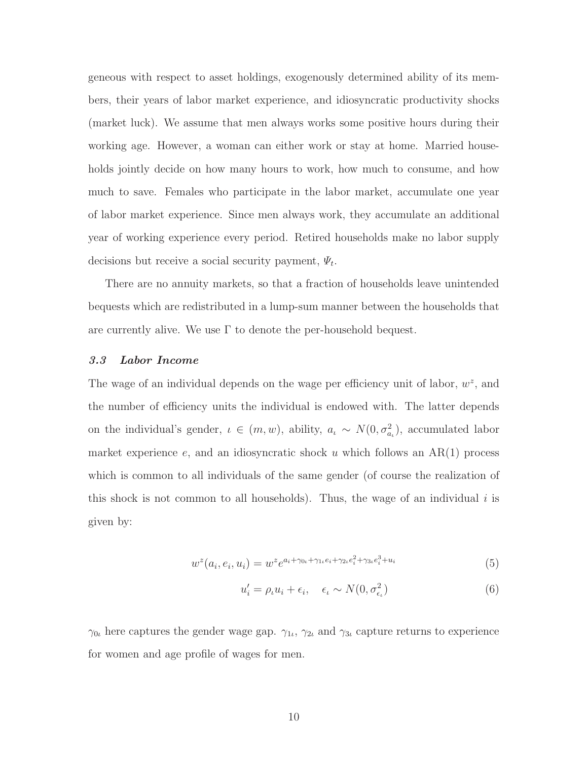geneous with respect to asset holdings, exogenously determined ability of its members, their years of labor market experience, and idiosyncratic productivity shocks (market luck). We assume that men always works some positive hours during their working age. However, a woman can either work or stay at home. Married households jointly decide on how many hours to work, how much to consume, and how much to save. Females who participate in the labor market, accumulate one year of labor market experience. Since men always work, they accumulate an additional year of working experience every period. Retired households make no labor supply decisions but receive a social security payment, $\Psi_t$.

There are no annuity markets, so that a fraction of households leave unintended bequests which are redistributed in a lump-sum manner between the households that are currently alive. We use $\Gamma$ to denote the per-household bequest.

### *3.3 Labor Income*

The wage of an individual depends on the wage per efficiency unit of labor, $w^z$, and the number of efficiency units the individual is endowed with. The latter depends on the individual's gender, $\iota \in (m, w)$, ability, $a_\iota \sim N(0, \sigma^2_{a_\iota})$, accumulated labor market experience $e$, and an idiosyncratic shock $u$ which follows an AR(1) process which is common to all individuals of the same gender (of course the realization of this shock is not common to all households). Thus, the wage of an individual $i$ is given by:

$$w^z(a_i, e_i, u_i) = w^z e^{a_i + \gamma_{0\iota} + \gamma_{1\iota} e_i + \gamma_{2\iota} e_i^2 + \gamma_{3\iota} e_i^3 + u_i} \tag{5}$$

$$u_i' = \rho_\iota u_i + \epsilon_i, \quad \epsilon_\iota \sim N(0, \sigma^2_{\epsilon_\iota}) \tag{6}$$

$\gamma_{0\iota}$ here captures the gender wage gap. $\gamma_{1\iota}$, $\gamma_{2\iota}$ and $\gamma_{3\iota}$ capture returns to experience for women and age profile of wages for men.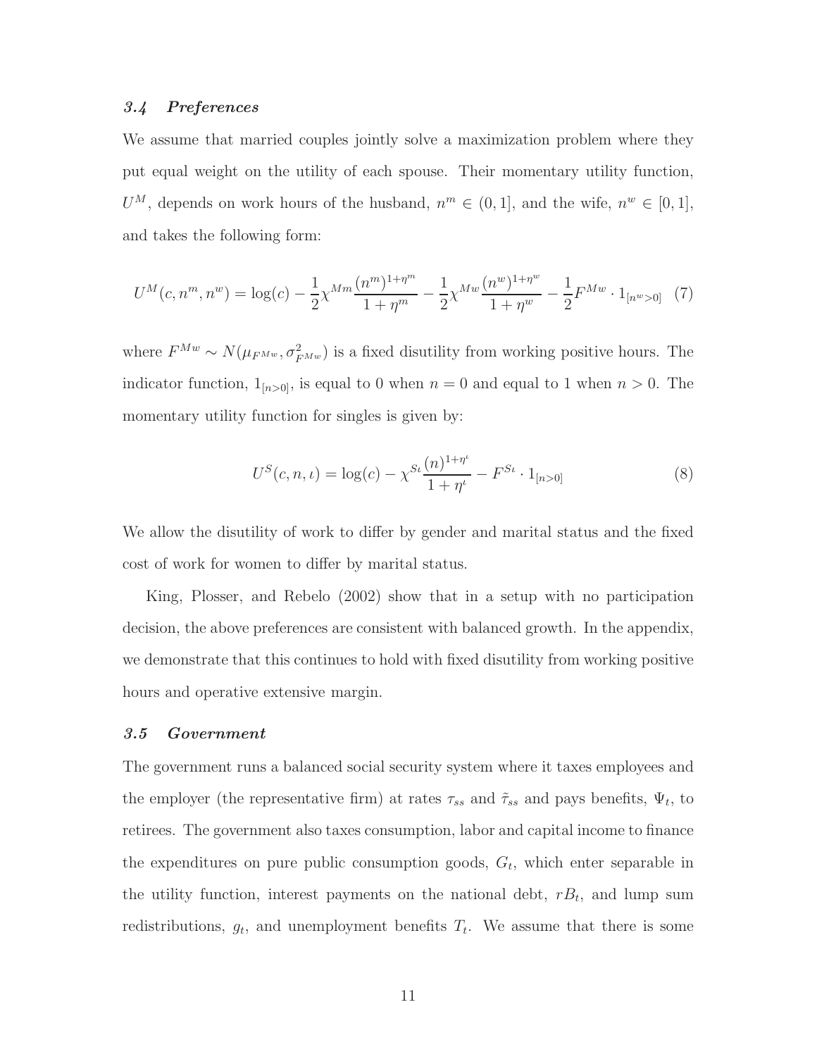### *3.4 Preferences*

We assume that married couples jointly solve a maximization problem where they put equal weight on the utility of each spouse. Their momentary utility function, $U^M$, depends on work hours of the husband, $n^m \in (0, 1]$, and the wife, $n^w \in [0, 1]$, and takes the following form:

$$U^M(c, n^m, n^w) = \log(c) - \frac{1}{2}\chi^{Mm}\frac{(n^m)^{1+\eta^m}}{1+\eta^m} - \frac{1}{2}\chi^{Mw}\frac{(n^w)^{1+\eta^w}}{1+\eta^w} - \frac{1}{2}F^{Mw} \cdot 1_{[n^w>0]} \quad (7)$$

where $F^{Mw} \sim N(\mu_{F^{Mw}}, \sigma^2_{F^{Mw}})$ is a fixed disutility from working positive hours. The indicator function, $1_{[n>0]}$, is equal to 0 when $n = 0$ and equal to 1 when $n > 0$. The momentary utility function for singles is given by:

$$U^S(c, n, \iota) = \log(c) - \chi^{S\iota}\frac{(n)^{1+\eta^\iota}}{1+\eta^\iota} - F^{S\iota} \cdot 1_{[n>0]} \quad (8)$$

We allow the disutility of work to differ by gender and marital status and the fixed cost of work for women to differ by marital status.

King, Plosser, and Rebelo (2002) show that in a setup with no participation decision, the above preferences are consistent with balanced growth. In the appendix, we demonstrate that this continues to hold with fixed disutility from working positive hours and operative extensive margin.

### *3.5 Government*

The government runs a balanced social security system where it taxes employees and the employer (the representative firm) at rates $\tau_{ss}$ and $\tilde{\tau}_{ss}$ and pays benefits, $\Psi_t$, to retirees. The government also taxes consumption, labor and capital income to finance the expenditures on pure public consumption goods, $G_t$, which enter separable in the utility function, interest payments on the national debt, $rB_t$, and lump sum redistributions, $g_t$, and unemployment benefits $T_t$. We assume that there is some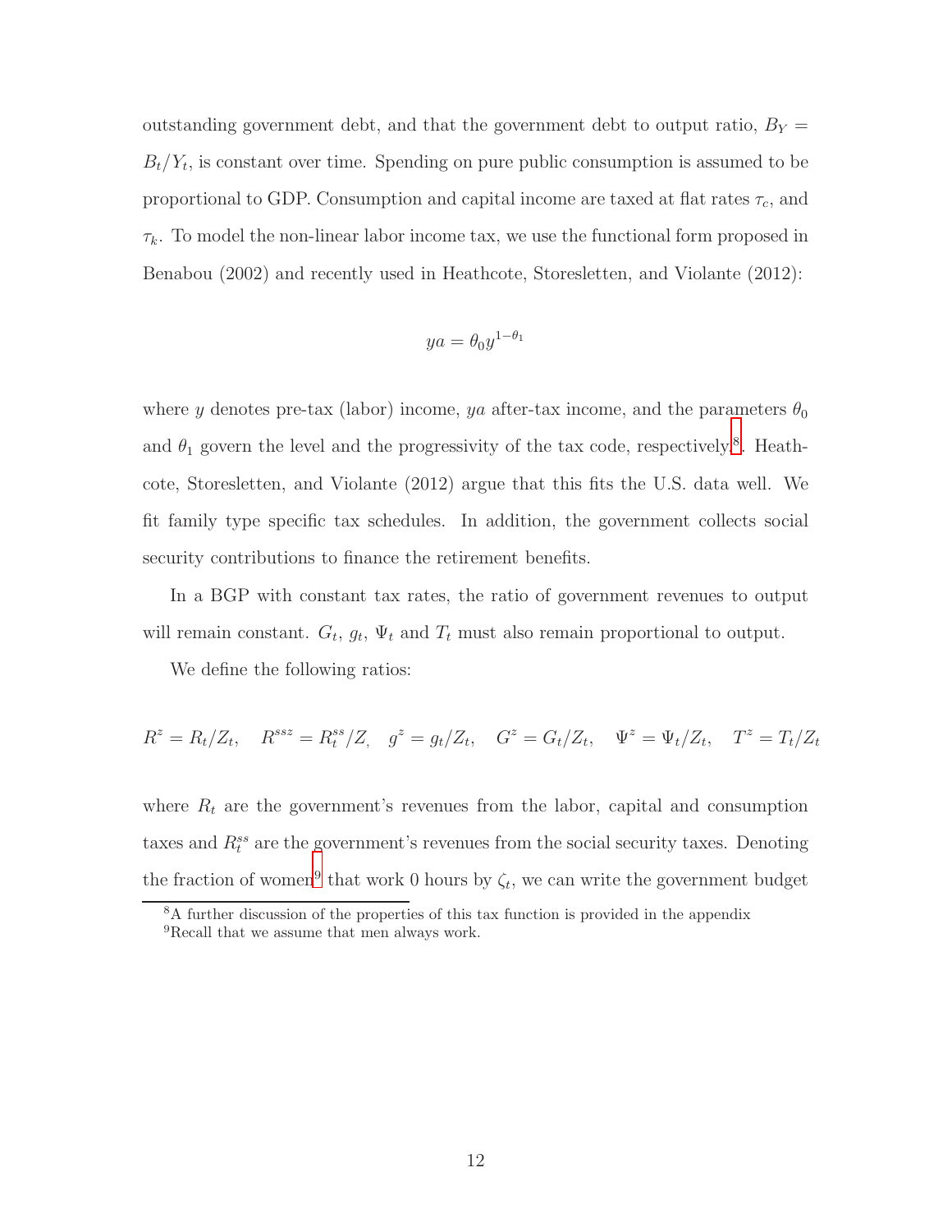outstanding government debt, and that the government debt to output ratio, $B_Y = B_t/Y_t$, is constant over time. Spending on pure public consumption is assumed to be proportional to GDP. Consumption and capital income are taxed at flat rates $\tau_c$, and $\tau_k$. To model the non-linear labor income tax, we use the functional form proposed in Benabou (2002) and recently used in Heathcote, Storesletten, and Violante (2012):

$$ya = \theta_0 y^{1-\theta_1}$$

where $y$ denotes pre-tax (labor) income, $ya$ after-tax income, and the parameters $\theta_0$ and $\theta_1$ govern the level and the progressivity of the tax code, respectively[8]. Heathcote, Storesletten, and Violante (2012) argue that this fits the U.S. data well. We fit family type specific tax schedules. In addition, the government collects social security contributions to finance the retirement benefits.

In a BGP with constant tax rates, the ratio of government revenues to output will remain constant. $G_t$, $g_t$, $\Psi_t$ and $T_t$ must also remain proportional to output.

We define the following ratios:

$$R^z = R_t/Z_t, \quad R^{ssz} = R_t^{ss}/Z, \quad g^z = g_t/Z_t, \quad G^z = G_t/Z_t, \quad \Psi^z = \Psi_t/Z_t, \quad T^z = T_t/Z_t$$

where $R_t$ are the government's revenues from the labor, capital and consumption taxes and $R_t^{ss}$ are the government's revenues from the social security taxes. Denoting the fraction of women[9] that work 0 hours by $\zeta_t$, we can write the government budget

[8] A further discussion of the properties of this tax function is provided in the appendix

[9] Recall that we assume that men always work.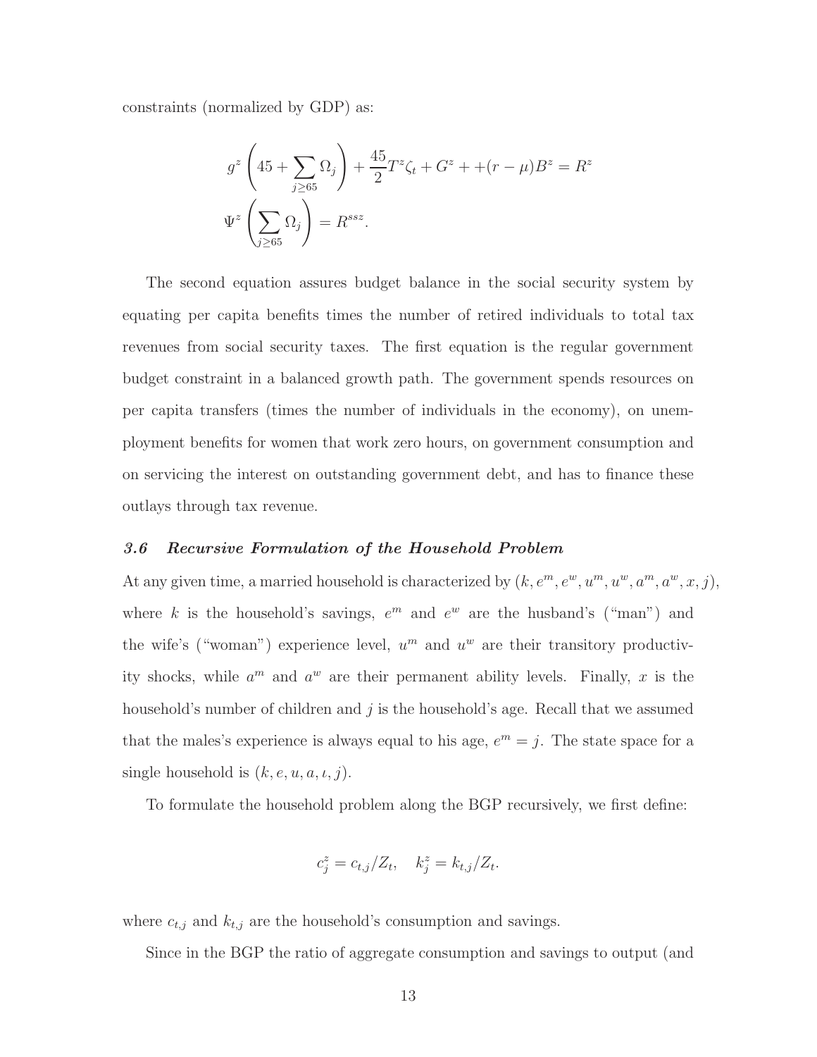constraints (normalized by GDP) as:

$$g^z \left(45 + \sum_{j \geq 65} \Omega_j\right) + \frac{45}{2} T^z \zeta_t + G^z + +(r - \mu) B^z = R^z$$

$$\Psi^z \left(\sum_{j \geq 65} \Omega_j\right) = R^{ssz}.$$

The second equation assures budget balance in the social security system by equating per capita benefits times the number of retired individuals to total tax revenues from social security taxes. The first equation is the regular government budget constraint in a balanced growth path. The government spends resources on per capita transfers (times the number of individuals in the economy), on unemployment benefits for women that work zero hours, on government consumption and on servicing the interest on outstanding government debt, and has to finance these outlays through tax revenue.

### *3.6 Recursive Formulation of the Household Problem*

At any given time, a married household is characterized by $(k, e^m, e^w, u^m, u^w, a^m, a^w, x, j)$, where $k$ is the household's savings, $e^m$ and $e^w$ are the husband's ("man") and the wife's ("woman") experience level, $u^m$ and $u^w$ are their transitory productivity shocks, while $a^m$ and $a^w$ are their permanent ability levels. Finally, $x$ is the household's number of children and $j$ is the household's age. Recall that we assumed that the males's experience is always equal to his age, $e^m = j$. The state space for a single household is $(k, e, u, a, \iota, j)$.

To formulate the household problem along the BGP recursively, we first define:

$$c_j^z = c_{t,j}/Z_t, \quad k_j^z = k_{t,j}/Z_t.$$

where $c_{t,j}$ and $k_{t,j}$ are the household's consumption and savings.

Since in the BGP the ratio of aggregate consumption and savings to output (and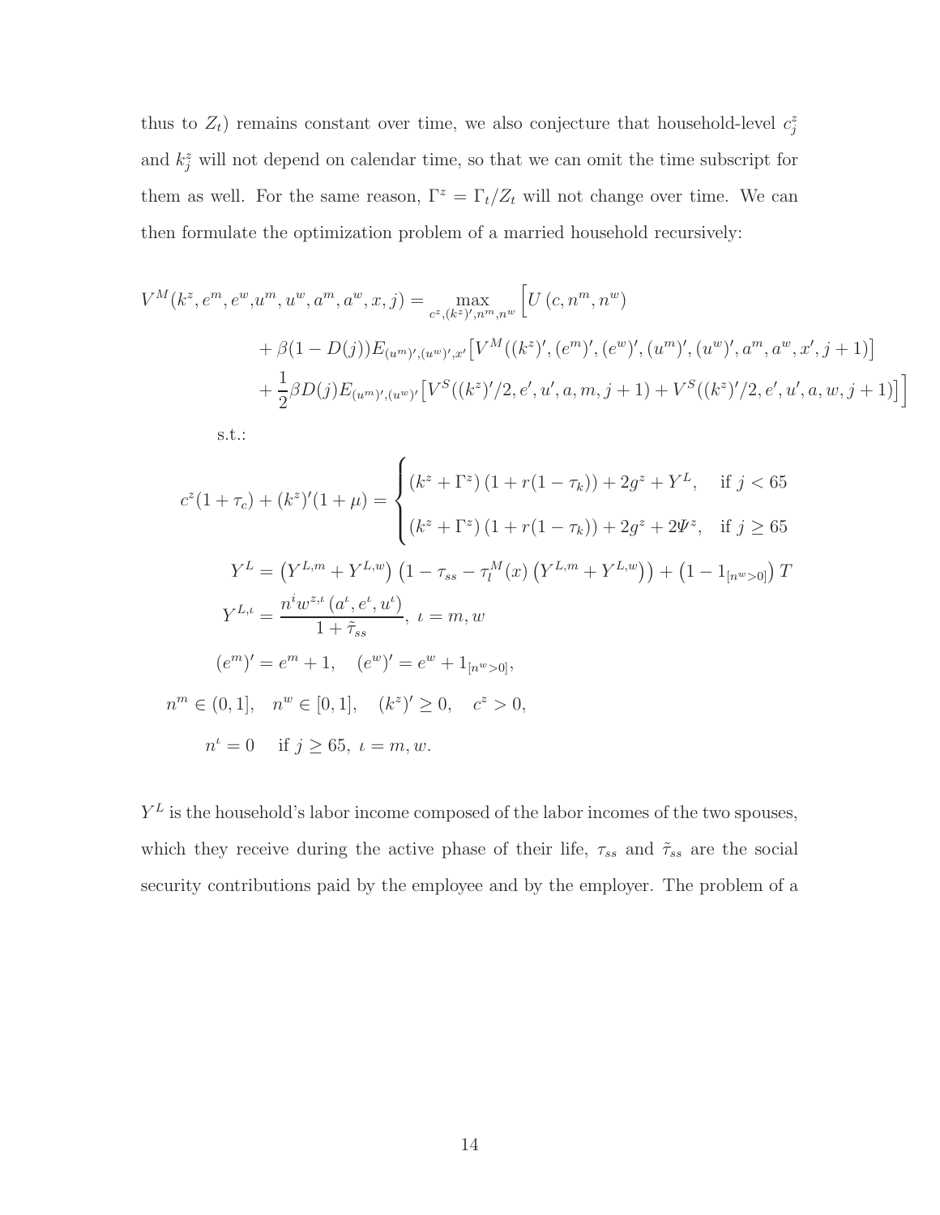thus to $Z_t$) remains constant over time, we also conjecture that household-level $c^z_j$ and $k^z_j$ will not depend on calendar time, so that we can omit the time subscript for them as well. For the same reason, $\Gamma^z = \Gamma_t / Z_t$ will not change over time. We can then formulate the optimization problem of a married household recursively:

$$
\begin{aligned}
V^M(k^z, e^m, e^w, u^m, u^w, a^m, a^w, x, j) = \max_{c^z, (k^z)', n^m, n^w} \Big[ & U\left(c, n^m, n^w\right) \\
& + \beta(1 - D(j)) E_{(u^m)', (u^w)', x'} \big[ V^M((k^z)', (e^m)', (e^w)', (u^m)', (u^w)', a^m, a^w, x', j+1) \big] \\
& + \frac{1}{2}\beta D(j) E_{(u^m)', (u^w)'} \big[ V^S((k^z)'/2, e', u', a, m, j+1) + V^S((k^z)'/2, e', u', a, w, j+1) \big] \Big]
\end{aligned}
$$

s.t.:

$$
c^z(1+\tau_c) + (k^z)'(1+\mu) = \begin{cases} \left(k^z + \Gamma^z\right)\left(1 + r(1-\tau_k)\right) + 2g^z + Y^L, & \text{if } j < 65 \\ \left(k^z + \Gamma^z\right)\left(1 + r(1-\tau_k)\right) + 2g^z + 2\Psi^z, & \text{if } j \geq 65 \end{cases}
$$

$$
Y^L = \left(Y^{L,m} + Y^{L,w}\right)\left(1 - \tau_{ss} - \tau^M_l(x)\left(Y^{L,m} + Y^{L,w}\right)\right) + \left(1 - 1_{[n^w > 0]}\right) T
$$

$$
Y^{L,\iota} = \frac{n^i w^{z,\iota}\left(a^\iota, e^\iota, u^\iota\right)}{1 + \tilde{\tau}_{ss}}, \ \iota = m, w
$$

$$
(e^m)' = e^m + 1, \quad (e^w)' = e^w + 1_{[n^w > 0]},
$$

$$
n^m \in (0, 1], \quad n^w \in [0, 1], \quad (k^z)' \geq 0, \quad c^z > 0,
$$

$$
n^\iota = 0 \quad \text{if } j \geq 65, \ \iota = m, w.
$$

$Y^L$ is the household's labor income composed of the labor incomes of the two spouses, which they receive during the active phase of their life, $\tau_{ss}$ and $\tilde{\tau}_{ss}$ are the social security contributions paid by the employee and by the employer. The problem of a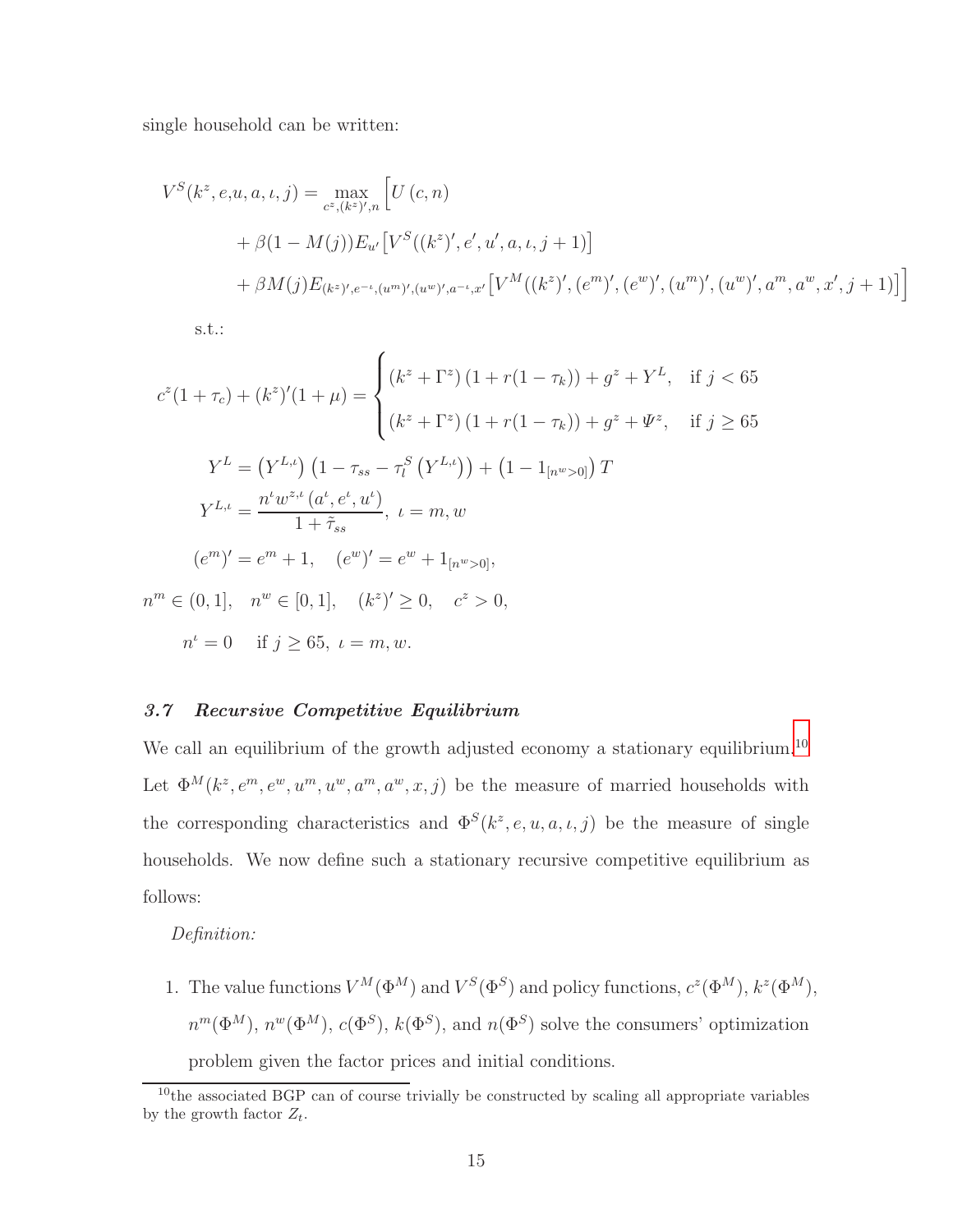single household can be written:

$$
\begin{aligned}
V^S(k^z, e, u, a, \iota, j) = \max_{c^z,(k^z)',n} \Big[ & U(c, n) \\
& + \beta(1 - M(j)) E_{u'} \big[ V^S((k^z)', e', u', a, \iota, j+1) \big] \\
& + \beta M(j) E_{(k^z)', e^{-\iota}, (u^m)', (u^w)', a^{-\iota}, x'} \big[ V^M((k^z)', (e^m)', (e^w)', (u^m)', (u^w)', a^m, a^w, x', j+1) \big] \Big]
\end{aligned}
$$

s.t.:

$$
c^z(1+\tau_c) + (k^z)'(1+\mu) = \begin{cases} (k^z + \Gamma^z)(1 + r(1-\tau_k)) + g^z + Y^L, & \text{if } j < 65 \\ (k^z + \Gamma^z)(1 + r(1-\tau_k)) + g^z + \Psi^z, & \text{if } j \geq 65 \end{cases}
$$

$$
Y^L = \left(Y^{L,\iota}\right)\left(1 - \tau_{ss} - \tau_l^S\left(Y^{L,\iota}\right)\right) + \left(1 - 1_{[n^w > 0]}\right) T
$$

$$
Y^{L,\iota} = \frac{n^\iota w^{z,\iota}(a^\iota, e^\iota, u^\iota)}{1 + \tilde{\tau}_{ss}}, \ \iota = m, w
$$

$$
(e^m)' = e^m + 1, \quad (e^w)' = e^w + 1_{[n^w > 0]},
$$

$$
n^m \in (0, 1], \quad n^w \in [0, 1], \quad (k^z)' \geq 0, \quad c^z > 0,
$$

$$
n^\iota = 0 \quad \text{if } j \geq 65, \ \iota = m, w.
$$

### 3.7 Recursive Competitive Equilibrium

We call an equilibrium of the growth adjusted economy a stationary equilibrium.[10] Let $\Phi^M(k^z, e^m, e^w, u^m, u^w, a^m, a^w, x, j)$ be the measure of married households with the corresponding characteristics and $\Phi^S(k^z, e, u, a, \iota, j)$ be the measure of single households. We now define such a stationary recursive competitive equilibrium as follows:

*Definition:*

1. The value functions $V^M(\Phi^M)$ and $V^S(\Phi^S)$ and policy functions, $c^z(\Phi^M)$, $k^z(\Phi^M)$, $n^m(\Phi^M)$, $n^w(\Phi^M)$, $c(\Phi^S)$, $k(\Phi^S)$, and $n(\Phi^S)$ solve the consumers' optimization problem given the factor prices and initial conditions.

[10] the associated BGP can of course trivially be constructed by scaling all appropriate variables by the growth factor $Z_t$.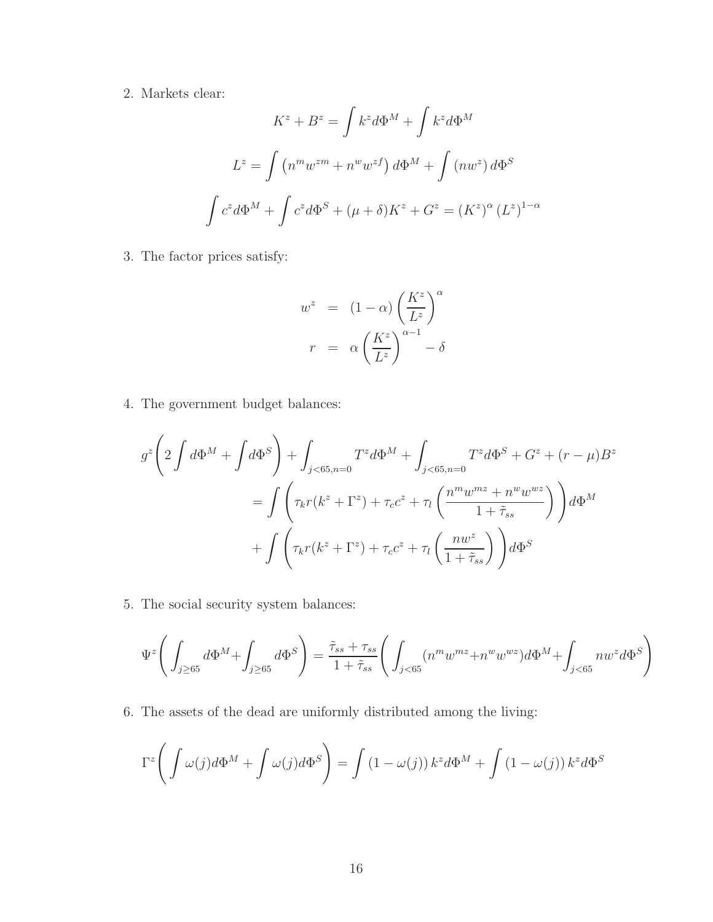2. Markets clear:

$$K^z + B^z = \int k^z d\Phi^M + \int k^z d\Phi^M$$

$$L^z = \int \left(n^m w^{zm} + n^w w^{zf}\right) d\Phi^M + \int \left(n w^z\right) d\Phi^S$$

$$\int c^z d\Phi^M + \int c^z d\Phi^S + (\mu + \delta) K^z + G^z = \left(K^z\right)^{\alpha} \left(L^z\right)^{1-\alpha}$$

3. The factor prices satisfy:

$$\begin{aligned} w^z &= (1-\alpha)\left(\frac{K^z}{L^z}\right)^{\alpha} \\ r &= \alpha\left(\frac{K^z}{L^z}\right)^{\alpha-1} - \delta \end{aligned}$$

4. The government budget balances:

$$\begin{aligned} g^z\left(2\int d\Phi^M + \int d\Phi^S\right) + \int_{j<65, n=0} T^z d\Phi^M + \int_{j<65, n=0} T^z d\Phi^S + G^z + (r-\mu)B^z \\ = \int \left(\tau_k r(k^z + \Gamma^z) + \tau_c c^z + \tau_l \left(\frac{n^m w^{mz} + n^w w^{wz}}{1 + \tilde{\tau}_{ss}}\right)\right) d\Phi^M \\ + \int \left(\tau_k r(k^z + \Gamma^z) + \tau_c c^z + \tau_l \left(\frac{n w^z}{1 + \tilde{\tau}_{ss}}\right)\right) d\Phi^S \end{aligned}$$

5. The social security system balances:

$$\Psi^z\left(\int_{j\geq 65} d\Phi^M + \int_{j\geq 65} d\Phi^S\right) = \frac{\tilde{\tau}_{ss} + \tau_{ss}}{1 + \tilde{\tau}_{ss}}\left(\int_{j<65} (n^m w^{mz} + n^w w^{wz}) d\Phi^M + \int_{j<65} n w^z d\Phi^S\right)$$

6. The assets of the dead are uniformly distributed among the living:

$$\Gamma^z\left(\int \omega(j) d\Phi^M + \int \omega(j) d\Phi^S\right) = \int \left(1 - \omega(j)\right) k^z d\Phi^M + \int \left(1 - \omega(j)\right) k^z d\Phi^S$$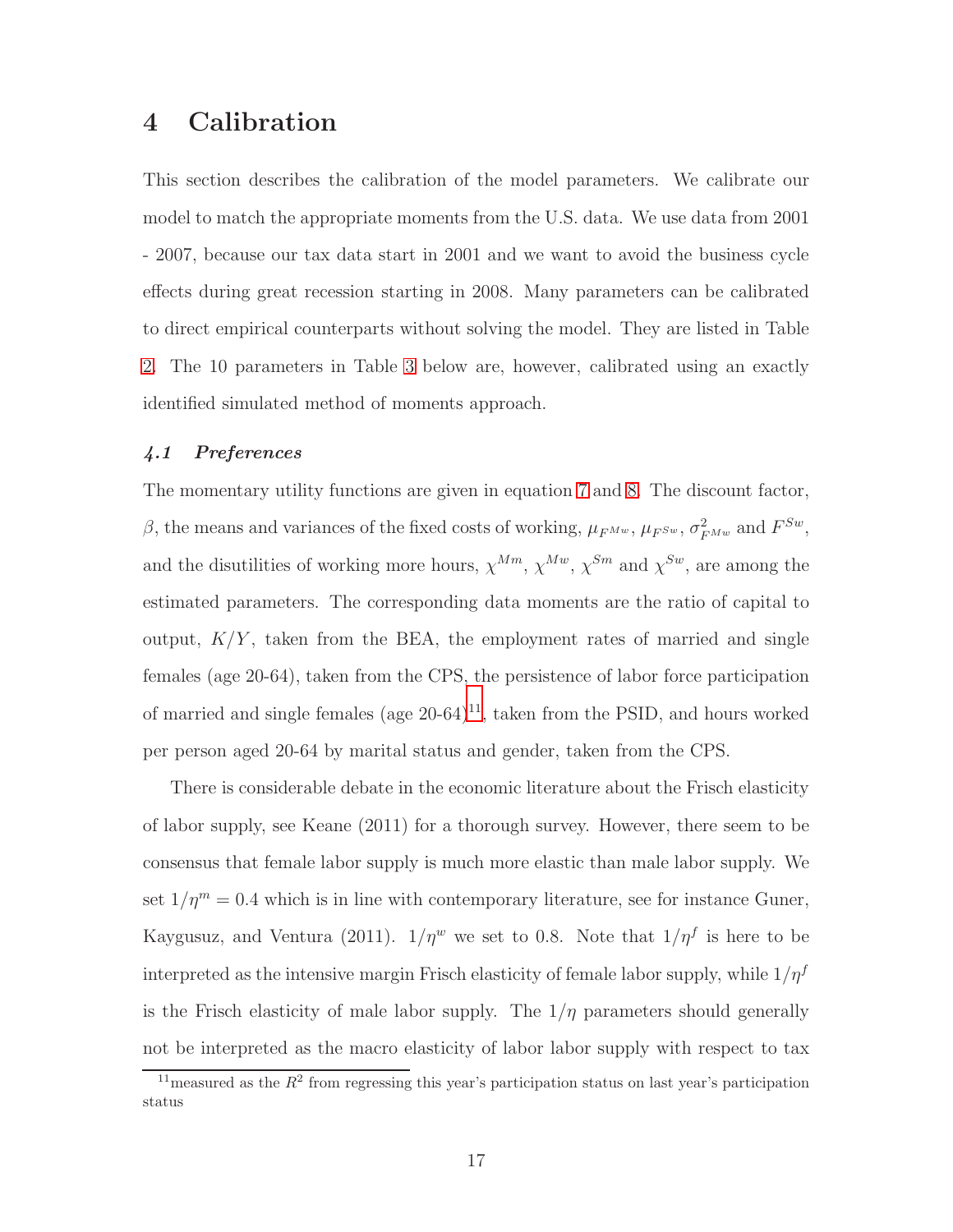# 4 Calibration

This section describes the calibration of the model parameters. We calibrate our model to match the appropriate moments from the U.S. data. We use data from 2001 - 2007, because our tax data start in 2001 and we want to avoid the business cycle effects during great recession starting in 2008. Many parameters can be calibrated to direct empirical counterparts without solving the model. They are listed in Table 2. The 10 parameters in Table 3 below are, however, calibrated using an exactly identified simulated method of moments approach.

### *4.1 Preferences*

The momentary utility functions are given in equation 7 and 8. The discount factor, $\beta$, the means and variances of the fixed costs of working, $\mu_{F^{Mw}}$, $\mu_{F^{Sw}}$, $\sigma^2_{F^{Mw}}$ and $F^{Sw}$, and the disutilities of working more hours, $\chi^{Mm}$, $\chi^{Mw}$, $\chi^{Sm}$ and $\chi^{Sw}$, are among the estimated parameters. The corresponding data moments are the ratio of capital to output, $K/Y$, taken from the BEA, the employment rates of married and single females (age 20-64), taken from the CPS, the persistence of labor force participation of married and single females (age 20-64)[11], taken from the PSID, and hours worked per person aged 20-64 by marital status and gender, taken from the CPS.

There is considerable debate in the economic literature about the Frisch elasticity of labor supply, see Keane (2011) for a thorough survey. However, there seem to be consensus that female labor supply is much more elastic than male labor supply. We set $1/\eta^m = 0.4$ which is in line with contemporary literature, see for instance Guner, Kaygusuz, and Ventura (2011). $1/\eta^w$ we set to 0.8. Note that $1/\eta^f$ is here to be interpreted as the intensive margin Frisch elasticity of female labor supply, while $1/\eta^f$ is the Frisch elasticity of male labor supply. The $1/\eta$ parameters should generally not be interpreted as the macro elasticity of labor labor supply with respect to tax

[11] measured as the $R^2$ from regressing this year's participation status on last year's participation status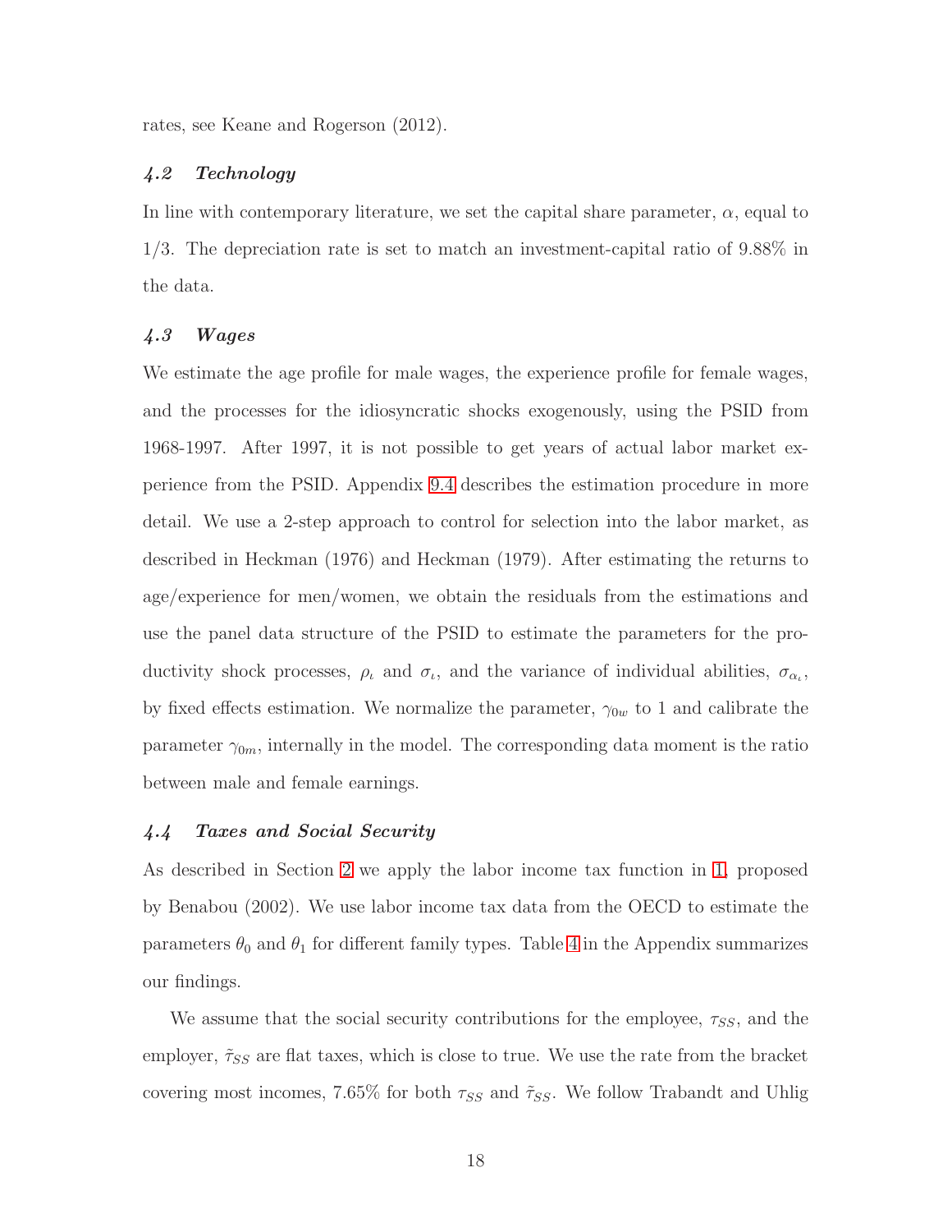rates, see Keane and Rogerson (2012).

### *4.2 Technology*

In line with contemporary literature, we set the capital share parameter, $\alpha$, equal to 1/3. The depreciation rate is set to match an investment-capital ratio of 9.88% in the data.

### *4.3 Wages*

We estimate the age profile for male wages, the experience profile for female wages, and the processes for the idiosyncratic shocks exogenously, using the PSID from 1968-1997. After 1997, it is not possible to get years of actual labor market experience from the PSID. Appendix 9.4 describes the estimation procedure in more detail. We use a 2-step approach to control for selection into the labor market, as described in Heckman (1976) and Heckman (1979). After estimating the returns to age/experience for men/women, we obtain the residuals from the estimations and use the panel data structure of the PSID to estimate the parameters for the productivity shock processes, $\rho_\iota$ and $\sigma_\iota$, and the variance of individual abilities, $\sigma_{\alpha_\iota}$, by fixed effects estimation. We normalize the parameter, $\gamma_{0w}$ to 1 and calibrate the parameter $\gamma_{0m}$, internally in the model. The corresponding data moment is the ratio between male and female earnings.

### *4.4 Taxes and Social Security*

As described in Section 2 we apply the labor income tax function in 1, proposed by Benabou (2002). We use labor income tax data from the OECD to estimate the parameters $\theta_0$ and $\theta_1$ for different family types. Table 4 in the Appendix summarizes our findings.

We assume that the social security contributions for the employee, $\tau_{SS}$, and the employer, $\tilde{\tau}_{SS}$ are flat taxes, which is close to true. We use the rate from the bracket covering most incomes, 7.65% for both $\tau_{SS}$ and $\tilde{\tau}_{SS}$. We follow Trabandt and Uhlig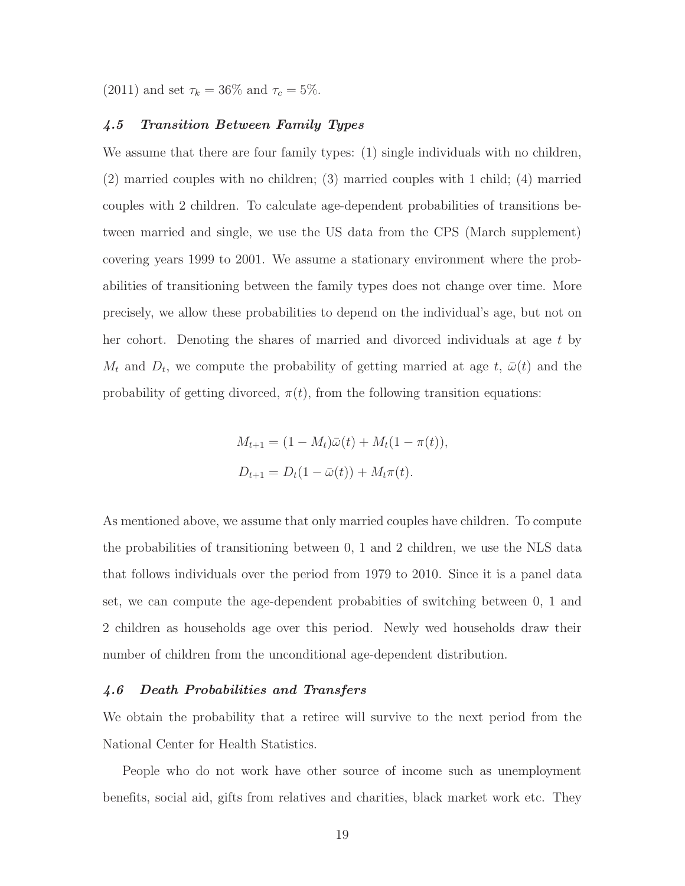(2011) and set $\tau_k = 36\%$ and $\tau_c = 5\%$.

### *4.5 Transition Between Family Types*

We assume that there are four family types: (1) single individuals with no children, (2) married couples with no children; (3) married couples with 1 child; (4) married couples with 2 children. To calculate age-dependent probabilities of transitions between married and single, we use the US data from the CPS (March supplement) covering years 1999 to 2001. We assume a stationary environment where the probabilities of transitioning between the family types does not change over time. More precisely, we allow these probabilities to depend on the individual's age, but not on her cohort. Denoting the shares of married and divorced individuals at age $t$ by $M_t$ and $D_t$, we compute the probability of getting married at age $t$, $\bar{\omega}(t)$ and the probability of getting divorced, $\pi(t)$, from the following transition equations:

$$M_{t+1} = (1 - M_t)\bar{\omega}(t) + M_t(1 - \pi(t)),$$

$$D_{t+1} = D_t(1 - \bar{\omega}(t)) + M_t\pi(t).$$

As mentioned above, we assume that only married couples have children. To compute the probabilities of transitioning between 0, 1 and 2 children, we use the NLS data that follows individuals over the period from 1979 to 2010. Since it is a panel data set, we can compute the age-dependent probabities of switching between 0, 1 and 2 children as households age over this period. Newly wed households draw their number of children from the unconditional age-dependent distribution.

### *4.6 Death Probabilities and Transfers*

We obtain the probability that a retiree will survive to the next period from the National Center for Health Statistics.

People who do not work have other source of income such as unemployment benefits, social aid, gifts from relatives and charities, black market work etc. They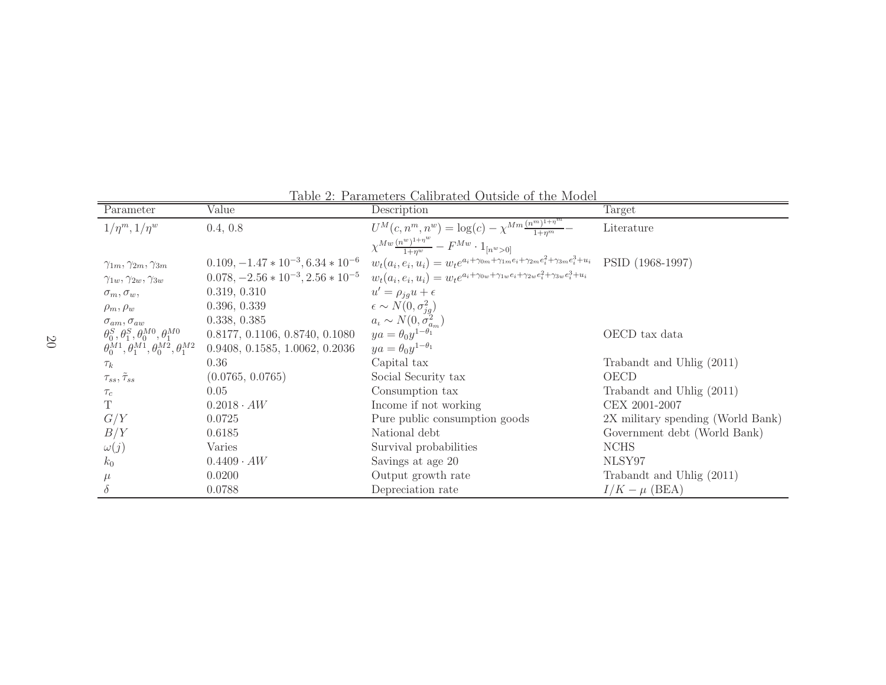Table 2: Parameters Calibrated Outside of the Model

| Parameter | Value | Description | Target |
|---|---|---|---|
| $1/\eta^m, 1/\eta^w$ | 0.4, 0.8 | $U^M(c, n^m, n^w) = \log(c) - \chi^{Mm}\frac{(n^m)^{1+\eta^m}}{1+\eta^m} - \chi^{Mw}\frac{(n^w)^{1+\eta^w}}{1+\eta^w} - F^{Mw} \cdot 1_{[n^w>0]}$ | Literature |
| $\gamma_{1m}, \gamma_{2m}, \gamma_{3m}$ | $0.109, -1.47 * 10^{-3}, 6.34 * 10^{-6}$ | $w_t(a_i, e_i, u_i) = w_t e^{a_i + \gamma_{0m} + \gamma_{1m} e_i + \gamma_{2m} e_i^2 + \gamma_{3m} e_i^3 + u_i}$ | PSID (1968-1997) |
| $\gamma_{1w}, \gamma_{2w}, \gamma_{3w}$ | $0.078, -2.56 * 10^{-3}, 2.56 * 10^{-5}$ | $w_t(a_i, e_i, u_i) = w_t e^{a_i + \gamma_{0w} + \gamma_{1w} e_i + \gamma_{2w} e_i^2 + \gamma_{3w} e_i^3 + u_i}$ | |
| $\sigma_m, \sigma_w,$ | 0.319, 0.310 | $u' = \rho_{jg} u + \epsilon$ | |
| $\rho_m, \rho_w$ | 0.396, 0.339 | $\epsilon \sim N(0, \sigma_{jg}^2)$ | |
| $\sigma_{am}, \sigma_{aw}$ | 0.338, 0.385 | $a_\iota \sim N(0, \sigma_{a_m}^2)$ | |
| $\theta_0^S, \theta_1^S, \theta_0^{M0}, \theta_1^{M0}$ | 0.8177, 0.1106, 0.8740, 0.1080 | $ya = \theta_0 y^{1-\theta_1}$ | OECD tax data |
| $\theta_0^{M1}, \theta_1^{M1}, \theta_0^{M2}, \theta_1^{M2}$ | 0.9408, 0.1585, 1.0062, 0.2036 | $ya = \theta_0 y^{1-\theta_1}$ | |
| $\tau_k$ | 0.36 | Capital tax | Trabandt and Uhlig (2011) |
| $\tau_{ss}, \tilde{\tau}_{ss}$ | (0.0765, 0.0765) | Social Security tax | OECD |
| $\tau_c$ | 0.05 | Consumption tax | Trabandt and Uhlig (2011) |
| T | $0.2018 \cdot AW$ | Income if not working | CEX 2001-2007 |
| $G/Y$ | 0.0725 | Pure public consumption goods | 2X military spending (World Bank) |
| $B/Y$ | 0.6185 | National debt | Government debt (World Bank) |
| $\omega(j)$ | Varies | Survival probabilities | NCHS |
| $k_0$ | $0.4409 \cdot AW$ | Savings at age 20 | NLSY97 |
| $\mu$ | 0.0200 | Output growth rate | Trabandt and Uhlig (2011) |
| $\delta$ | 0.0788 | Depreciation rate | $I/K - \mu$ (BEA) |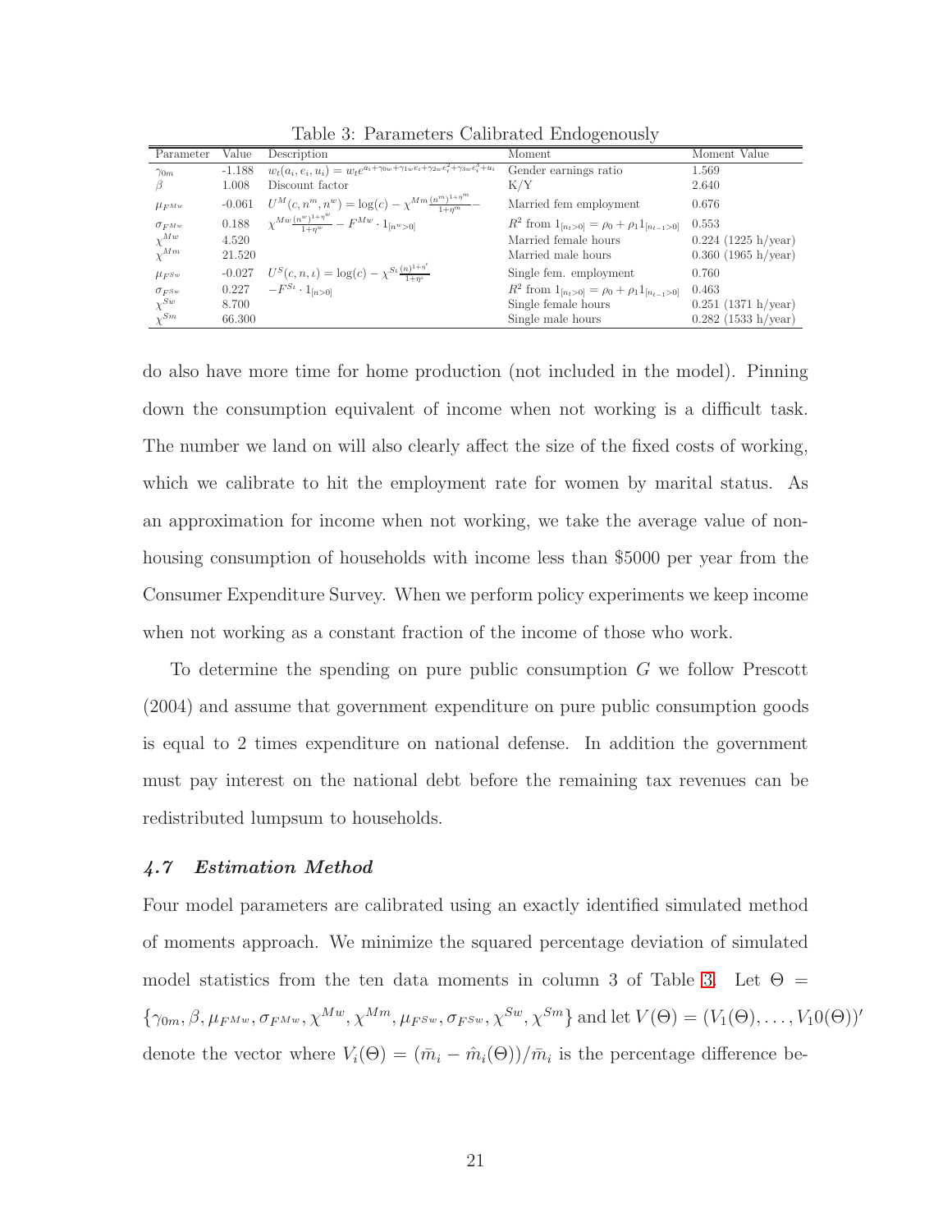Table 3: Parameters Calibrated Endogenously

| Parameter | Value | Description | Moment | Moment Value |
|---|---|---|---|---|
| $\gamma_{0m}$ | -1.188 | $w_t(a_i, e_i, u_i) = w_t e^{a_i + \gamma_{0w} + \gamma_{1w} e_i + \gamma_{2w} e_i^2 + \gamma_{3w} e_i^3 + u_i}$ | Gender earnings ratio | 1.569 |
| $\beta$ | 1.008 | Discount factor | K/Y | 2.640 |
| $\mu_{F^{Mw}}$ | -0.061 | $U^M(c, n^m, n^w) = \log(c) - \chi^{Mm} \frac{(n^m)^{1+\eta^m}}{1+\eta^m} -$ | Married fem employment | 0.676 |
| $\sigma_{F^{Mw}}$ | 0.188 | $\chi^{Mw} \frac{(n^w)^{1+\eta^w}}{1+\eta^w} - F^{Mw} \cdot 1_{[n^w > 0]}$ | $R^2$ from $1_{[n_t > 0]} = \rho_0 + \rho_1 1_{[n_{t-1} > 0]}$ | 0.553 |
| $\chi^{Mw}$ | 4.520 | | Married female hours | 0.224 (1225 h/year) |
| $\chi^{Mm}$ | 21.520 | | Married male hours | 0.360 (1965 h/year) |
| $\mu_{F^{Sw}}$ | -0.027 | $U^S(c, n, \iota) = \log(c) - \chi^{S\iota} \frac{(n)^{1+\eta^\iota}}{1+\eta^\iota}$ | Single fem. employment | 0.760 |
| $\sigma_{F^{Sw}}$ | 0.227 | $-F^{S\iota} \cdot 1_{[n > 0]}$ | $R^2$ from $1_{[n_t > 0]} = \rho_0 + \rho_1 1_{[n_{t-1} > 0]}$ | 0.463 |
| $\chi^{Sw}$ | 8.700 | | Single female hours | 0.251 (1371 h/year) |
| $\chi^{Sm}$ | 66.300 | | Single male hours | 0.282 (1533 h/year) |

do also have more time for home production (not included in the model). Pinning down the consumption equivalent of income when not working is a difficult task. The number we land on will also clearly affect the size of the fixed costs of working, which we calibrate to hit the employment rate for women by marital status. As an approximation for income when not working, we take the average value of non-housing consumption of households with income less than \$5000 per year from the Consumer Expenditure Survey. When we perform policy experiments we keep income when not working as a constant fraction of the income of those who work.

To determine the spending on pure public consumption $G$ we follow Prescott (2004) and assume that government expenditure on pure public consumption goods is equal to 2 times expenditure on national defense. In addition the government must pay interest on the national debt before the remaining tax revenues can be redistributed lumpsum to households.

### *4.7 Estimation Method*

Four model parameters are calibrated using an exactly identified simulated method of moments approach. We minimize the squared percentage deviation of simulated model statistics from the ten data moments in column 3 of Table 3. Let $\Theta = \{\gamma_{0m}, \beta, \mu_{F^{Mw}}, \sigma_{F^{Mw}}, \chi^{Mw}, \chi^{Mm}, \mu_{F^{Sw}}, \sigma_{F^{Sw}}, \chi^{Sw}, \chi^{Sm}\}$ and let $V(\Theta) = (V_1(\Theta), \ldots, V_10(\Theta))'$ denote the vector where $V_i(\Theta) = (\bar{m}_i - \hat{m}_i(\Theta))/\bar{m}_i$ is the percentage difference be-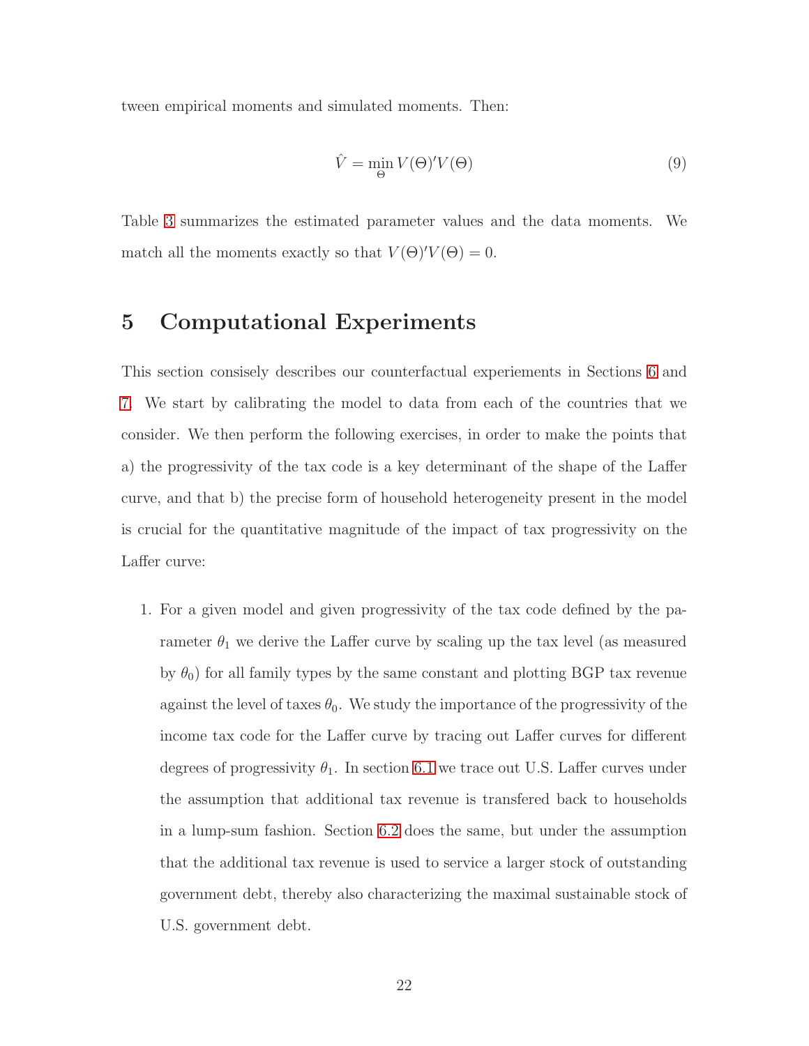tween empirical moments and simulated moments. Then:

$$\hat{V} = \min_{\Theta} V(\Theta)'V(\Theta) \tag{9}$$

Table 3 summarizes the estimated parameter values and the data moments. We match all the moments exactly so that $V(\Theta)'V(\Theta) = 0$.

# 5 Computational Experiments

This section consisely describes our counterfactual experiements in Sections 6 and 7. We start by calibrating the model to data from each of the countries that we consider. We then perform the following exercises, in order to make the points that a) the progressivity of the tax code is a key determinant of the shape of the Laffer curve, and that b) the precise form of household heterogeneity present in the model is crucial for the quantitative magnitude of the impact of tax progressivity on the Laffer curve:

1. For a given model and given progressivity of the tax code defined by the parameter $\theta_1$ we derive the Laffer curve by scaling up the tax level (as measured by $\theta_0$) for all family types by the same constant and plotting BGP tax revenue against the level of taxes $\theta_0$. We study the importance of the progressivity of the income tax code for the Laffer curve by tracing out Laffer curves for different degrees of progressivity $\theta_1$. In section 6.1 we trace out U.S. Laffer curves under the assumption that additional tax revenue is transfered back to households in a lump-sum fashion. Section 6.2 does the same, but under the assumption that the additional tax revenue is used to service a larger stock of outstanding government debt, thereby also characterizing the maximal sustainable stock of U.S. government debt.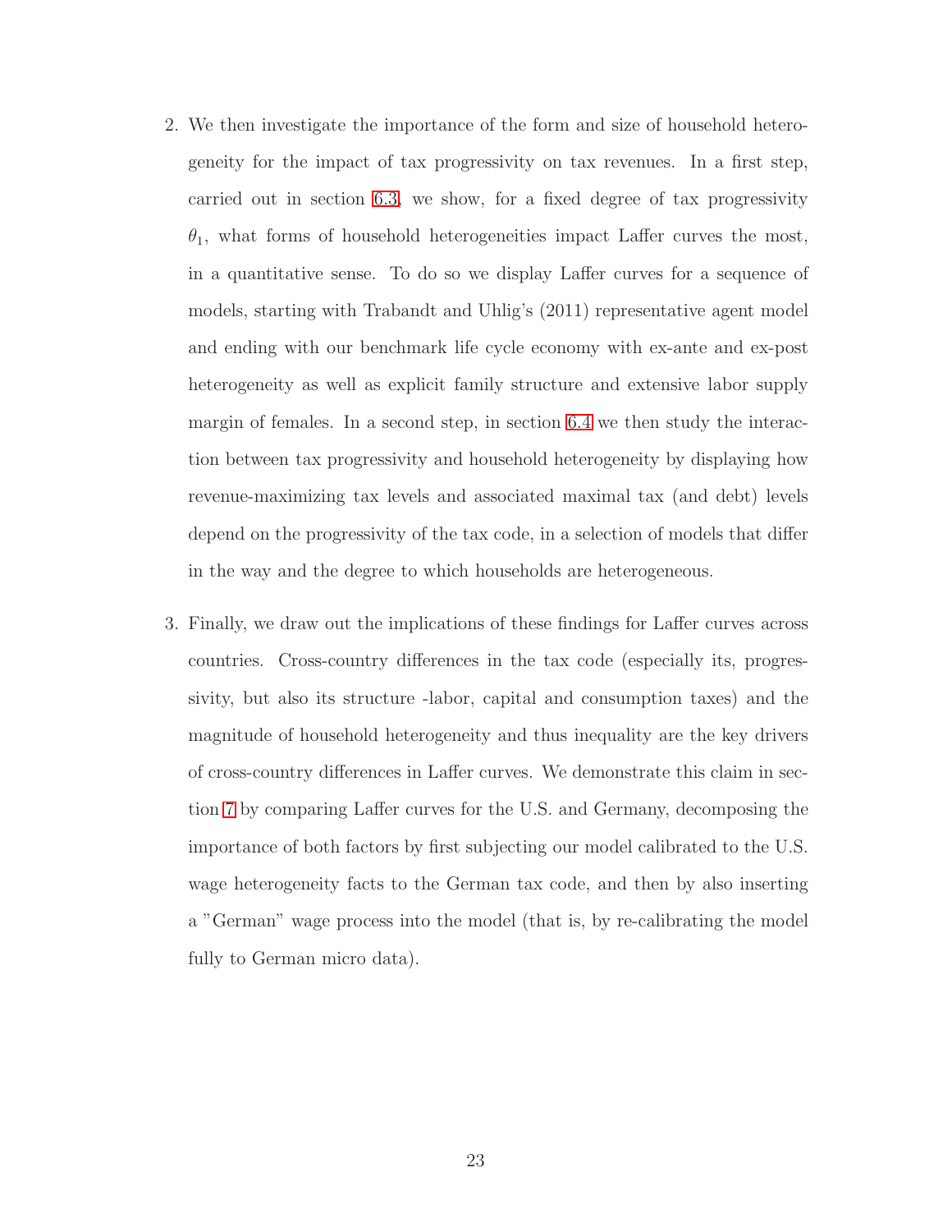2. We then investigate the importance of the form and size of household heterogeneity for the impact of tax progressivity on tax revenues. In a first step, carried out in section 6.3, we show, for a fixed degree of tax progressivity $\theta_1$, what forms of household heterogeneities impact Laffer curves the most, in a quantitative sense. To do so we display Laffer curves for a sequence of models, starting with Trabandt and Uhlig's (2011) representative agent model and ending with our benchmark life cycle economy with ex-ante and ex-post heterogeneity as well as explicit family structure and extensive labor supply margin of females. In a second step, in section 6.4 we then study the interaction between tax progressivity and household heterogeneity by displaying how revenue-maximizing tax levels and associated maximal tax (and debt) levels depend on the progressivity of the tax code, in a selection of models that differ in the way and the degree to which households are heterogeneous.

3. Finally, we draw out the implications of these findings for Laffer curves across countries. Cross-country differences in the tax code (especially its, progressivity, but also its structure -labor, capital and consumption taxes) and the magnitude of household heterogeneity and thus inequality are the key drivers of cross-country differences in Laffer curves. We demonstrate this claim in section 7 by comparing Laffer curves for the U.S. and Germany, decomposing the importance of both factors by first subjecting our model calibrated to the U.S. wage heterogeneity facts to the German tax code, and then by also inserting a "German" wage process into the model (that is, by re-calibrating the model fully to German micro data).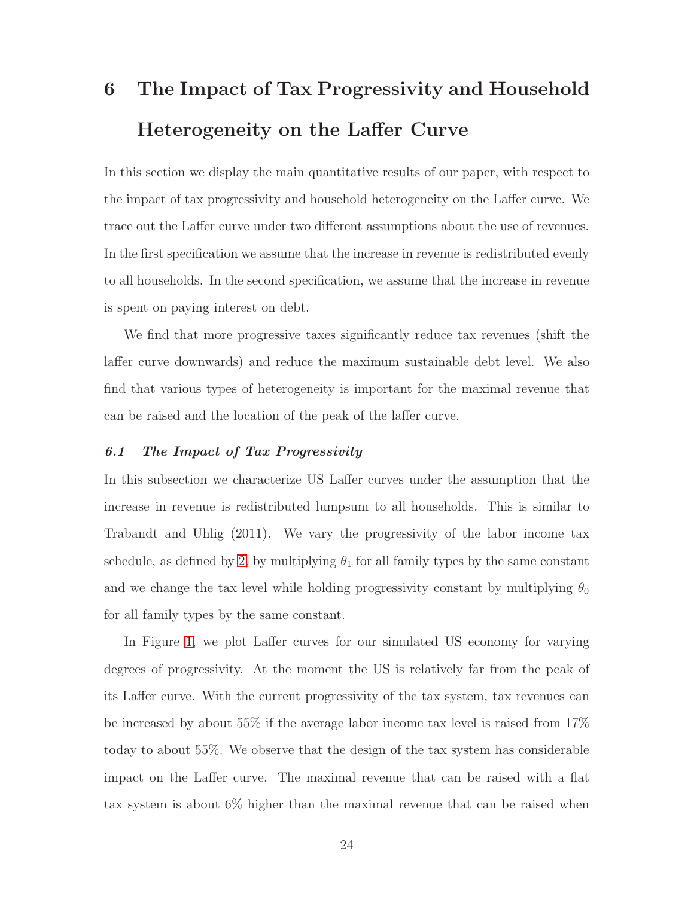# 6 The Impact of Tax Progressivity and Household Heterogeneity on the Laffer Curve

In this section we display the main quantitative results of our paper, with respect to the impact of tax progressivity and household heterogeneity on the Laffer curve. We trace out the Laffer curve under two different assumptions about the use of revenues. In the first specification we assume that the increase in revenue is redistributed evenly to all households. In the second specification, we assume that the increase in revenue is spent on paying interest on debt.

We find that more progressive taxes significantly reduce tax revenues (shift the laffer curve downwards) and reduce the maximum sustainable debt level. We also find that various types of heterogeneity is important for the maximal revenue that can be raised and the location of the peak of the laffer curve.

### *6.1 The Impact of Tax Progressivity*

In this subsection we characterize US Laffer curves under the assumption that the increase in revenue is redistributed lumpsum to all households. This is similar to Trabandt and Uhlig (2011). We vary the progressivity of the labor income tax schedule, as defined by 2, by multiplying $\theta_1$ for all family types by the same constant and we change the tax level while holding progressivity constant by multiplying $\theta_0$ for all family types by the same constant.

In Figure 1, we plot Laffer curves for our simulated US economy for varying degrees of progressivity. At the moment the US is relatively far from the peak of its Laffer curve. With the current progressivity of the tax system, tax revenues can be increased by about 55% if the average labor income tax level is raised from 17% today to about 55%. We observe that the design of the tax system has considerable impact on the Laffer curve. The maximal revenue that can be raised with a flat tax system is about 6% higher than the maximal revenue that can be raised when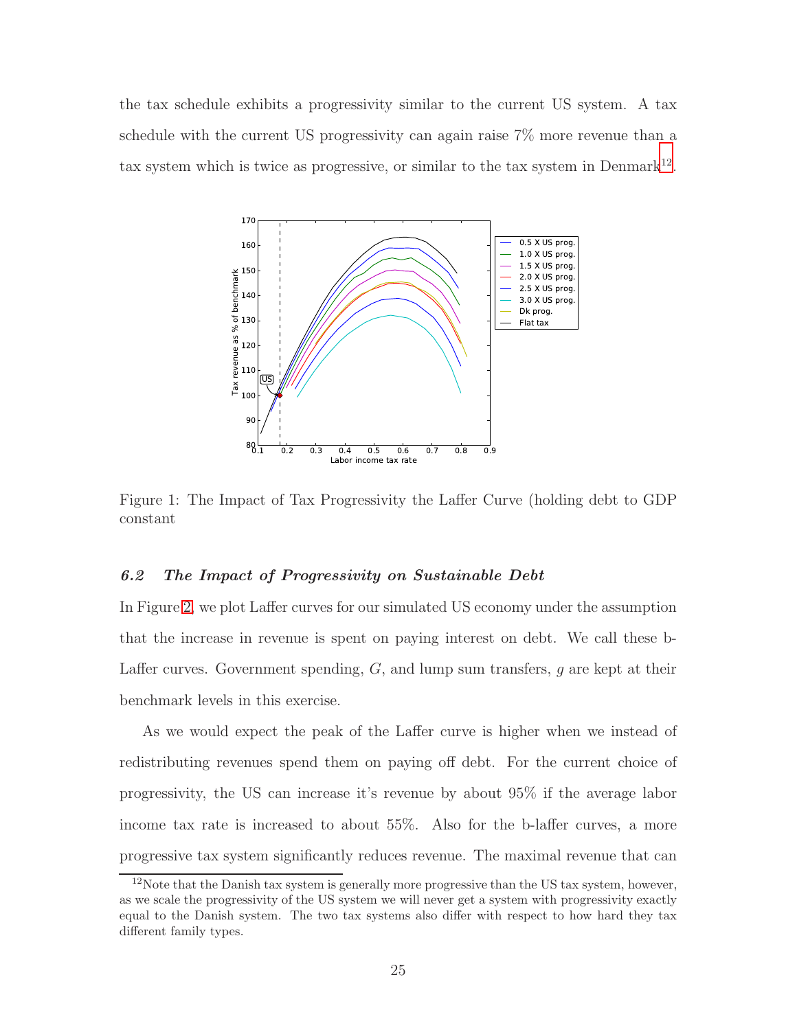the tax schedule exhibits a progressivity similar to the current US system. A tax schedule with the current US progressivity can again raise 7% more revenue than a tax system which is twice as progressive, or similar to the tax system in Denmark[12].

Figure 1: The Impact of Tax Progressivity the Laffer Curve (holding debt to GDP constant

### *6.2 The Impact of Progressivity on Sustainable Debt*

In Figure 2, we plot Laffer curves for our simulated US economy under the assumption that the increase in revenue is spent on paying interest on debt. We call these b-Laffer curves. Government spending, $G$, and lump sum transfers, $g$ are kept at their benchmark levels in this exercise.

As we would expect the peak of the Laffer curve is higher when we instead of redistributing revenues spend them on paying off debt. For the current choice of progressivity, the US can increase it's revenue by about 95% if the average labor income tax rate is increased to about 55%. Also for the b-laffer curves, a more progressive tax system significantly reduces revenue. The maximal revenue that can

[12] Note that the Danish tax system is generally more progressive than the US tax system, however, as we scale the progressivity of the US system we will never get a system with progressivity exactly equal to the Danish system. The two tax systems also differ with respect to how hard they tax different family types.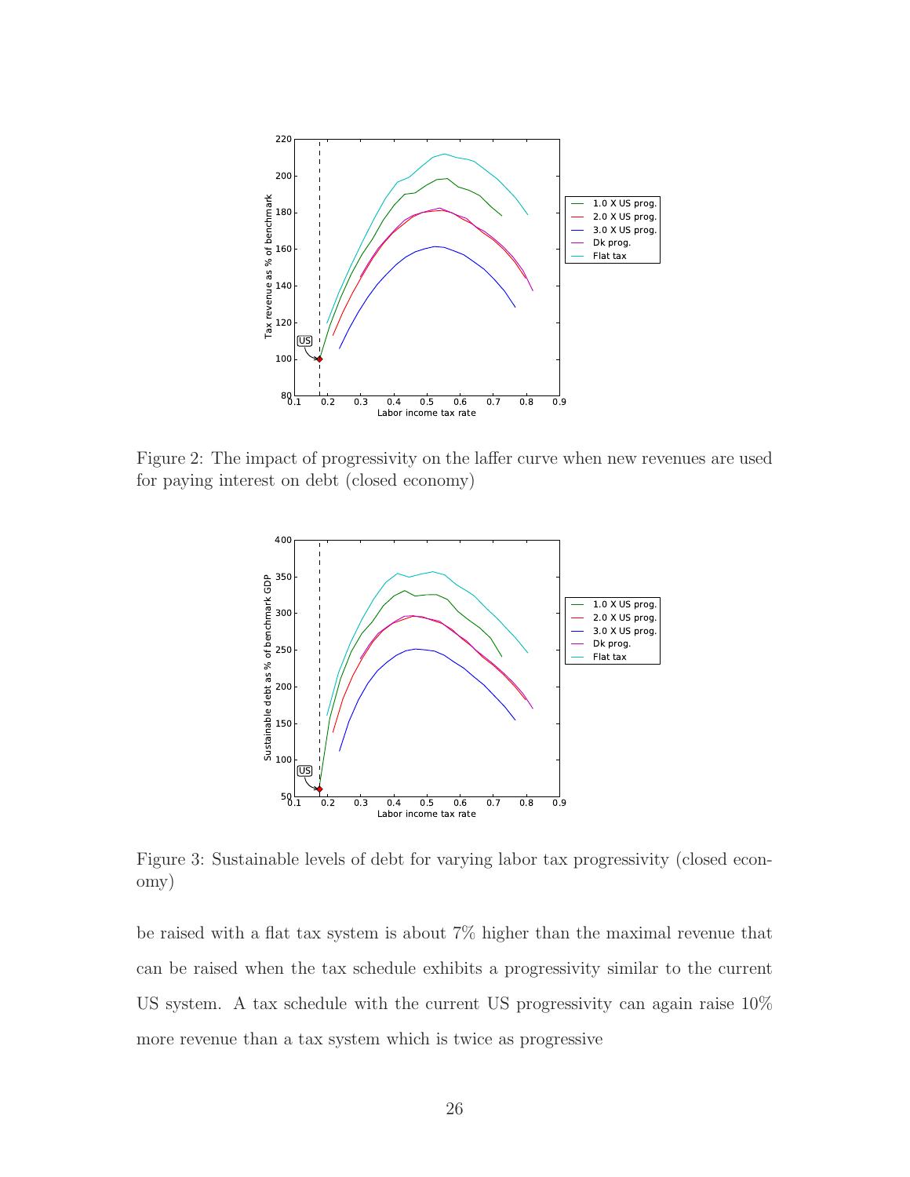Figure 2: The impact of progressivity on the laffer curve when new revenues are used for paying interest on debt (closed economy)

Figure 3: Sustainable levels of debt for varying labor tax progressivity (closed economy)

be raised with a flat tax system is about 7% higher than the maximal revenue that can be raised when the tax schedule exhibits a progressivity similar to the current US system. A tax schedule with the current US progressivity can again raise 10% more revenue than a tax system which is twice as progressive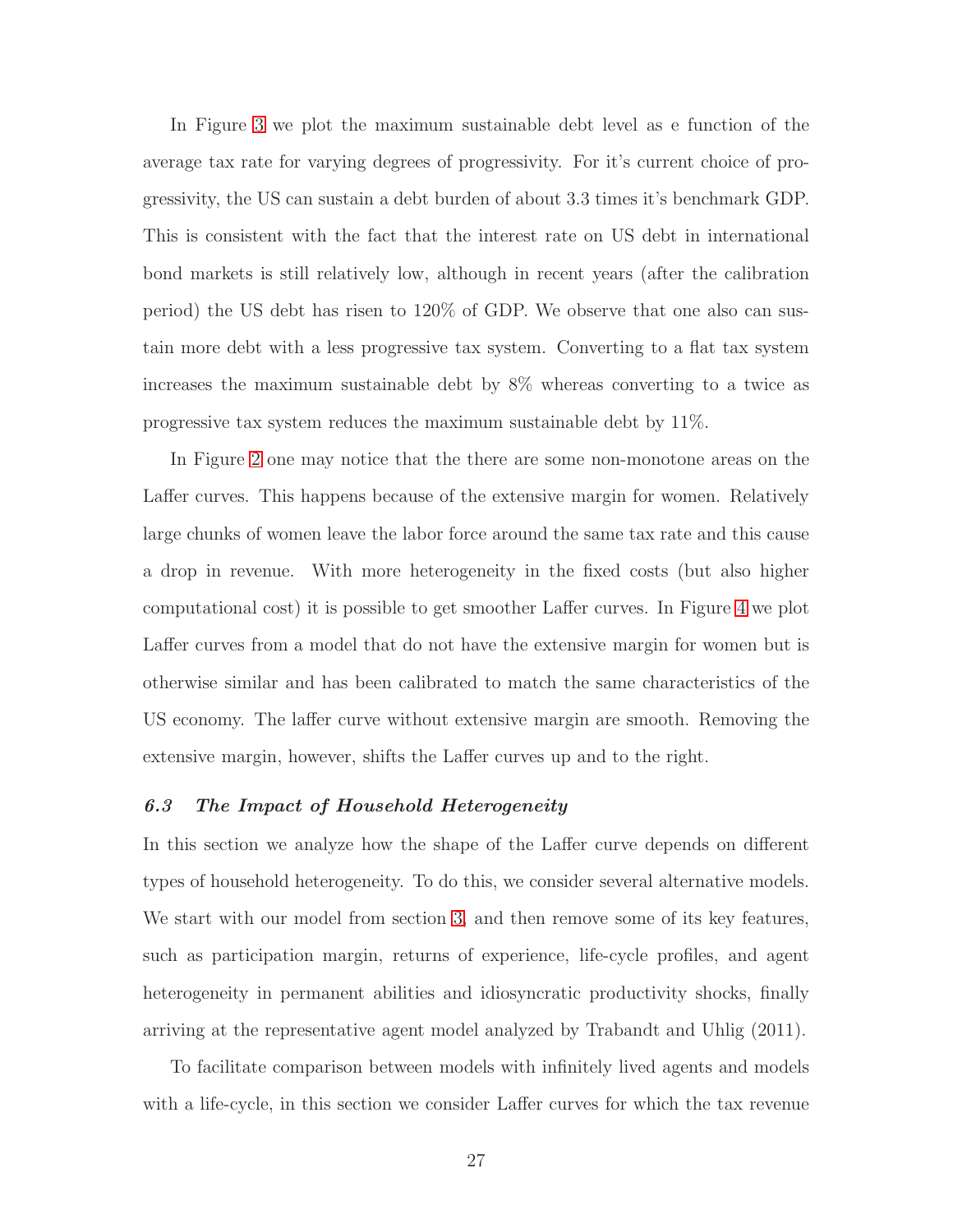In Figure 3 we plot the maximum sustainable debt level as e function of the average tax rate for varying degrees of progressivity. For it's current choice of progressivity, the US can sustain a debt burden of about 3.3 times it's benchmark GDP. This is consistent with the fact that the interest rate on US debt in international bond markets is still relatively low, although in recent years (after the calibration period) the US debt has risen to 120% of GDP. We observe that one also can sustain more debt with a less progressive tax system. Converting to a flat tax system increases the maximum sustainable debt by 8% whereas converting to a twice as progressive tax system reduces the maximum sustainable debt by 11%.

In Figure 2 one may notice that the there are some non-monotone areas on the Laffer curves. This happens because of the extensive margin for women. Relatively large chunks of women leave the labor force around the same tax rate and this cause a drop in revenue. With more heterogeneity in the fixed costs (but also higher computational cost) it is possible to get smoother Laffer curves. In Figure 4 we plot Laffer curves from a model that do not have the extensive margin for women but is otherwise similar and has been calibrated to match the same characteristics of the US economy. The laffer curve without extensive margin are smooth. Removing the extensive margin, however, shifts the Laffer curves up and to the right.

### *6.3 The Impact of Household Heterogeneity*

In this section we analyze how the shape of the Laffer curve depends on different types of household heterogeneity. To do this, we consider several alternative models. We start with our model from section 3, and then remove some of its key features, such as participation margin, returns of experience, life-cycle profiles, and agent heterogeneity in permanent abilities and idiosyncratic productivity shocks, finally arriving at the representative agent model analyzed by Trabandt and Uhlig (2011).

To facilitate comparison between models with infinitely lived agents and models with a life-cycle, in this section we consider Laffer curves for which the tax revenue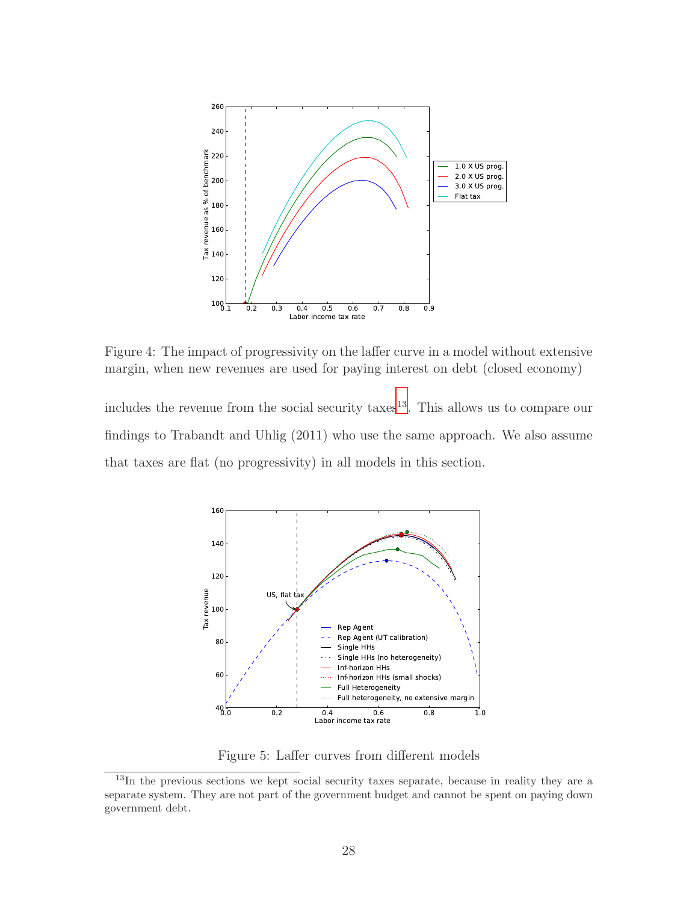Figure 4: The impact of progressivity on the laffer curve in a model without extensive margin, when new revenues are used for paying interest on debt (closed economy)

includes the revenue from the social security taxes[13]. This allows us to compare our findings to Trabandt and Uhlig (2011) who use the same approach. We also assume that taxes are flat (no progressivity) in all models in this section.

Figure 5: Laffer curves from different models

[13] In the previous sections we kept social security taxes separate, because in reality they are a separate system. They are not part of the government budget and cannot be spent on paying down government debt.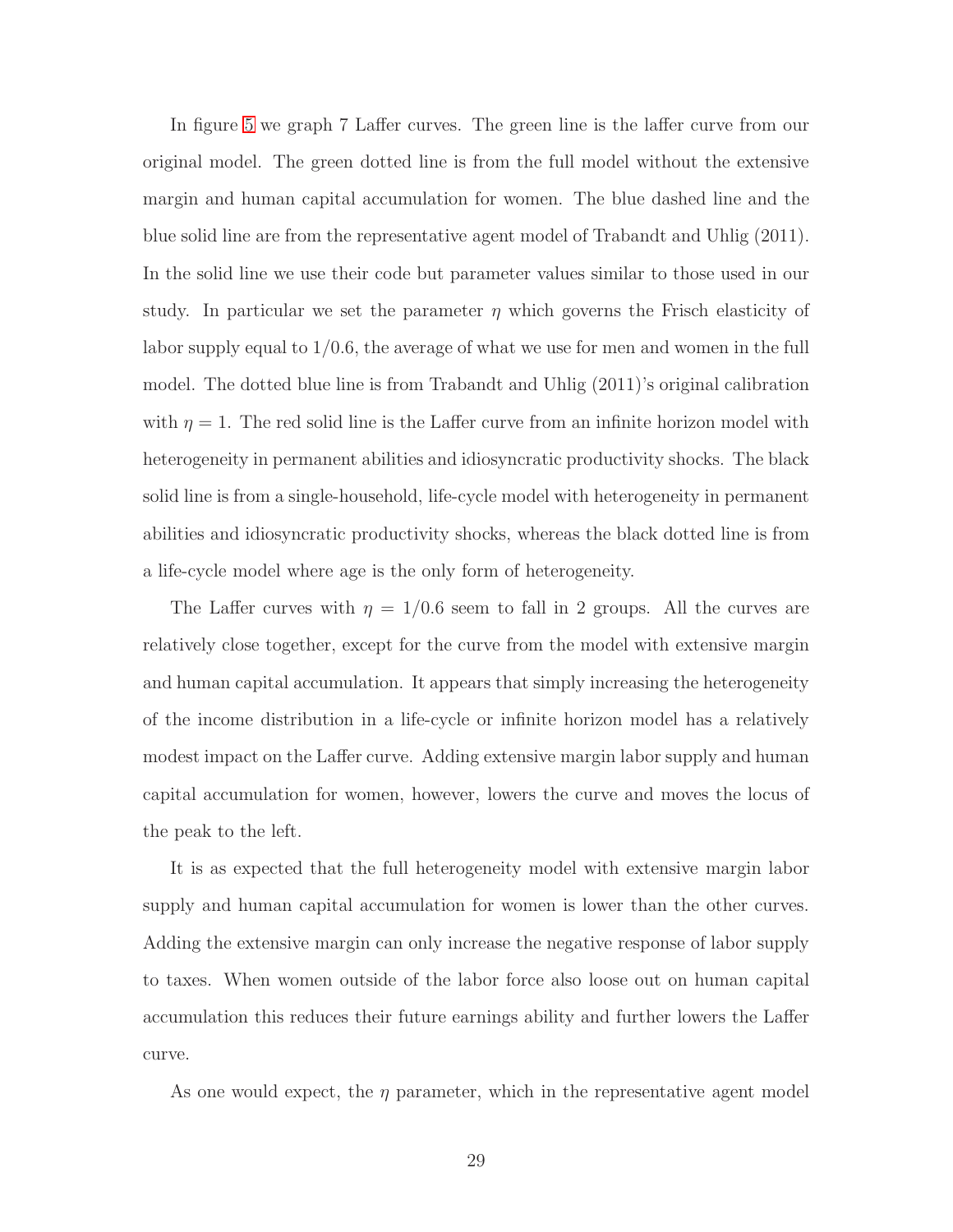In figure 5 we graph 7 Laffer curves. The green line is the laffer curve from our original model. The green dotted line is from the full model without the extensive margin and human capital accumulation for women. The blue dashed line and the blue solid line are from the representative agent model of Trabandt and Uhlig (2011). In the solid line we use their code but parameter values similar to those used in our study. In particular we set the parameter $\eta$ which governs the Frisch elasticity of labor supply equal to $1/0.6$, the average of what we use for men and women in the full model. The dotted blue line is from Trabandt and Uhlig (2011)'s original calibration with $\eta = 1$. The red solid line is the Laffer curve from an infinite horizon model with heterogeneity in permanent abilities and idiosyncratic productivity shocks. The black solid line is from a single-household, life-cycle model with heterogeneity in permanent abilities and idiosyncratic productivity shocks, whereas the black dotted line is from a life-cycle model where age is the only form of heterogeneity.

The Laffer curves with $\eta = 1/0.6$ seem to fall in 2 groups. All the curves are relatively close together, except for the curve from the model with extensive margin and human capital accumulation. It appears that simply increasing the heterogeneity of the income distribution in a life-cycle or infinite horizon model has a relatively modest impact on the Laffer curve. Adding extensive margin labor supply and human capital accumulation for women, however, lowers the curve and moves the locus of the peak to the left.

It is as expected that the full heterogeneity model with extensive margin labor supply and human capital accumulation for women is lower than the other curves. Adding the extensive margin can only increase the negative response of labor supply to taxes. When women outside of the labor force also loose out on human capital accumulation this reduces their future earnings ability and further lowers the Laffer curve.

As one would expect, the $\eta$ parameter, which in the representative agent model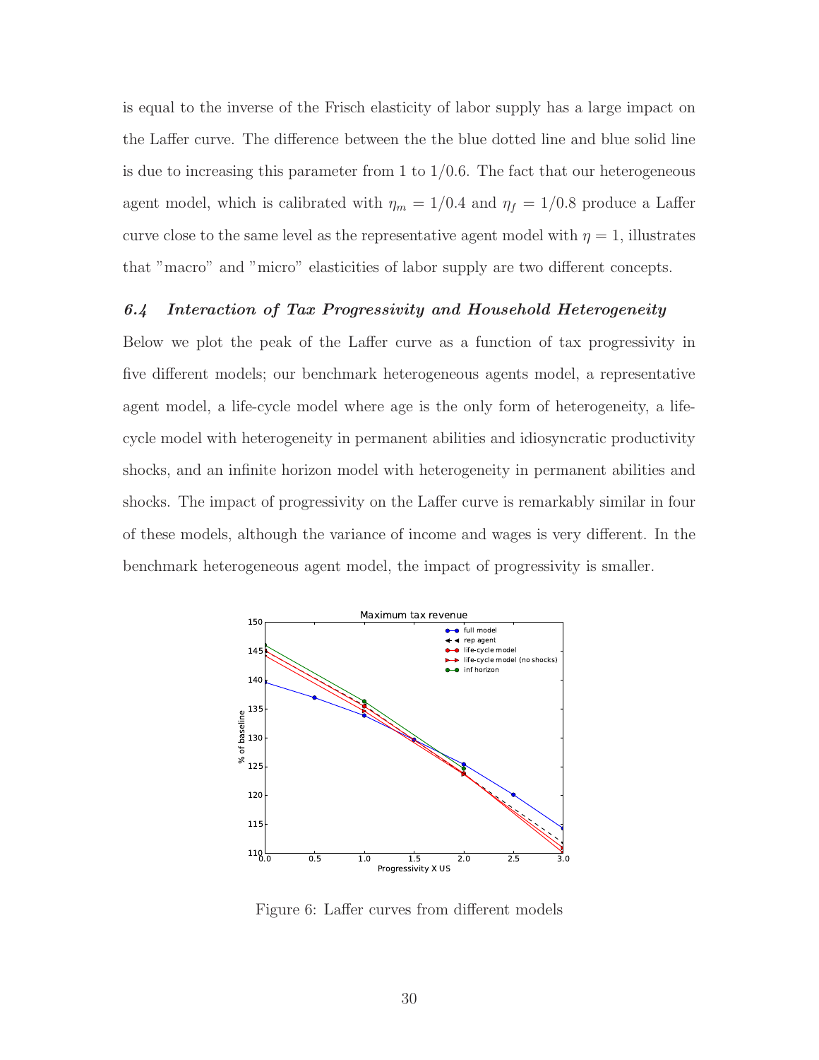is equal to the inverse of the Frisch elasticity of labor supply has a large impact on the Laffer curve. The difference between the the blue dotted line and blue solid line is due to increasing this parameter from 1 to 1/0.6. The fact that our heterogeneous agent model, which is calibrated with $\eta_m = 1/0.4$ and $\eta_f = 1/0.8$ produce a Laffer curve close to the same level as the representative agent model with $\eta = 1$, illustrates that "macro" and "micro" elasticities of labor supply are two different concepts.

### *6.4 Interaction of Tax Progressivity and Household Heterogeneity*

Below we plot the peak of the Laffer curve as a function of tax progressivity in five different models; our benchmark heterogeneous agents model, a representative agent model, a life-cycle model where age is the only form of heterogeneity, a life-cycle model with heterogeneity in permanent abilities and idiosyncratic productivity shocks, and an infinite horizon model with heterogeneity in permanent abilities and shocks. The impact of progressivity on the Laffer curve is remarkably similar in four of these models, although the variance of income and wages is very different. In the benchmark heterogeneous agent model, the impact of progressivity is smaller.

Figure 6: Laffer curves from different models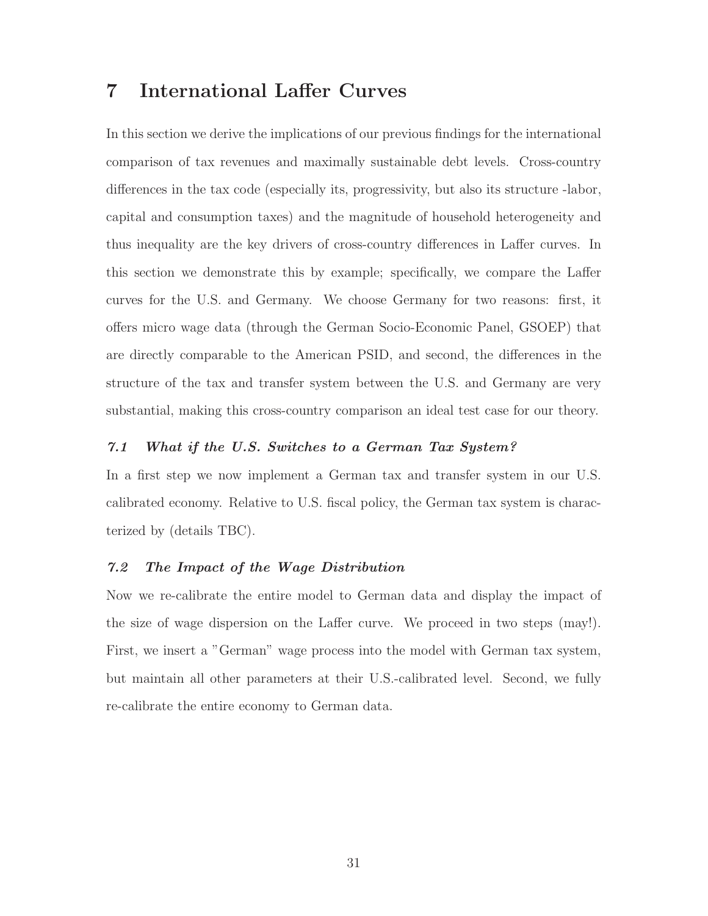# 7 International Laffer Curves

In this section we derive the implications of our previous findings for the international comparison of tax revenues and maximally sustainable debt levels. Cross-country differences in the tax code (especially its, progressivity, but also its structure -labor, capital and consumption taxes) and the magnitude of household heterogeneity and thus inequality are the key drivers of cross-country differences in Laffer curves. In this section we demonstrate this by example; specifically, we compare the Laffer curves for the U.S. and Germany. We choose Germany for two reasons: first, it offers micro wage data (through the German Socio-Economic Panel, GSOEP) that are directly comparable to the American PSID, and second, the differences in the structure of the tax and transfer system between the U.S. and Germany are very substantial, making this cross-country comparison an ideal test case for our theory.

## *7.1 What if the U.S. Switches to a German Tax System?*

In a first step we now implement a German tax and transfer system in our U.S. calibrated economy. Relative to U.S. fiscal policy, the German tax system is characterized by (details TBC).

## *7.2 The Impact of the Wage Distribution*

Now we re-calibrate the entire model to German data and display the impact of the size of wage dispersion on the Laffer curve. We proceed in two steps (may!). First, we insert a "German" wage process into the model with German tax system, but maintain all other parameters at their U.S.-calibrated level. Second, we fully re-calibrate the entire economy to German data.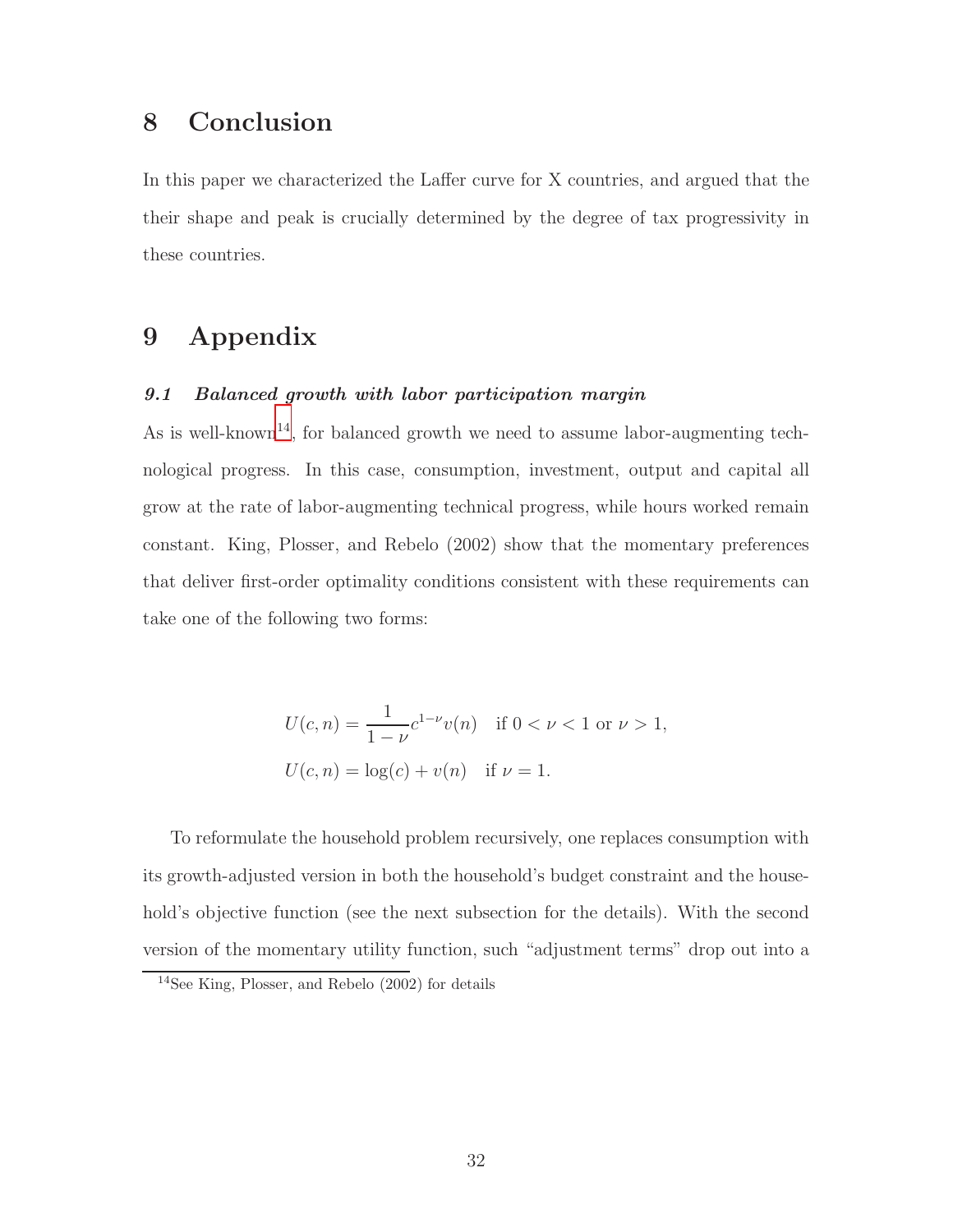# 8 Conclusion

In this paper we characterized the Laffer curve for X countries, and argued that the their shape and peak is crucially determined by the degree of tax progressivity in these countries.

# 9 Appendix

### *9.1 Balanced growth with labor participation margin*

As is well-known[14], for balanced growth we need to assume labor-augmenting technological progress. In this case, consumption, investment, output and capital all grow at the rate of labor-augmenting technical progress, while hours worked remain constant. King, Plosser, and Rebelo (2002) show that the momentary preferences that deliver first-order optimality conditions consistent with these requirements can take one of the following two forms:

$$
\begin{aligned}
U(c,n) &= \frac{1}{1-\nu} c^{1-\nu} v(n) \quad \text{if } 0 < \nu < 1 \text{ or } \nu > 1, \\
U(c,n) &= \log(c) + v(n) \quad \text{if } \nu = 1.
\end{aligned}
$$

To reformulate the household problem recursively, one replaces consumption with its growth-adjusted version in both the household's budget constraint and the household's objective function (see the next subsection for the details). With the second version of the momentary utility function, such "adjustment terms" drop out into a

[14] See King, Plosser, and Rebelo (2002) for details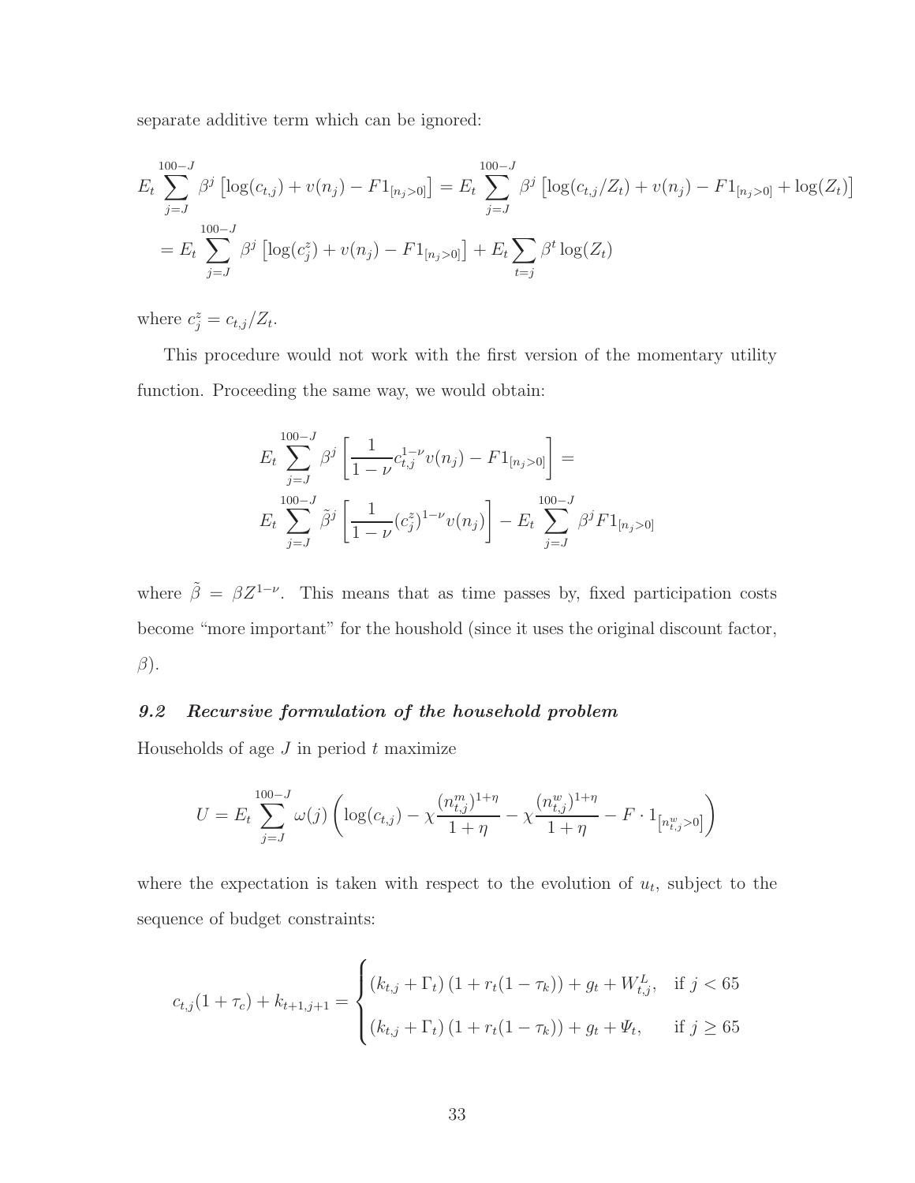separate additive term which can be ignored:

$$E_t \sum_{j=J}^{100-J} \beta^j \left[\log(c_{t,j}) + v(n_j) - F1_{[n_j>0]}\right] = E_t \sum_{j=J}^{100-J} \beta^j \left[\log(c_{t,j}/Z_t) + v(n_j) - F1_{[n_j>0]} + \log(Z_t)\right]$$

$$= E_t \sum_{j=J}^{100-J} \beta^j \left[\log(c_j^z) + v(n_j) - F1_{[n_j>0]}\right] + E_t \sum_{t=j} \beta^t \log(Z_t)$$

where $c_j^z = c_{t,j}/Z_t$.

This procedure would not work with the first version of the momentary utility function. Proceeding the same way, we would obtain:

$$E_t \sum_{j=J}^{100-J} \beta^j \left[\frac{1}{1-\nu} c_{t,j}^{1-\nu} v(n_j) - F1_{[n_j>0]}\right] =$$

$$E_t \sum_{j=J}^{100-J} \tilde{\beta}^j \left[\frac{1}{1-\nu} (c_j^z)^{1-\nu} v(n_j)\right] - E_t \sum_{j=J}^{100-J} \beta^j F1_{[n_j>0]}$$

where $\tilde{\beta} = \beta Z^{1-\nu}$. This means that as time passes by, fixed participation costs become "more important" for the houshold (since it uses the original discount factor, $\beta$).

### *9.2 Recursive formulation of the household problem*

Households of age $J$ in period $t$ maximize

$$U = E_t \sum_{j=J}^{100-J} \omega(j) \left(\log(c_{t,j}) - \chi \frac{(n_{t,j}^m)^{1+\eta}}{1+\eta} - \chi \frac{(n_{t,j}^w)^{1+\eta}}{1+\eta} - F \cdot 1_{\left[n_{t,j}^w > 0\right]}\right)$$

where the expectation is taken with respect to the evolution of $u_t$, subject to the sequence of budget constraints:

$$c_{t,j}(1+\tau_c) + k_{t+1,j+1} = \begin{cases} (k_{t,j} + \Gamma_t)\left(1 + r_t(1-\tau_k)\right) + g_t + W_{t,j}^L, & \text{if } j < 65 \\ (k_{t,j} + \Gamma_t)\left(1 + r_t(1-\tau_k)\right) + g_t + \Psi_t, & \text{if } j \geq 65 \end{cases}$$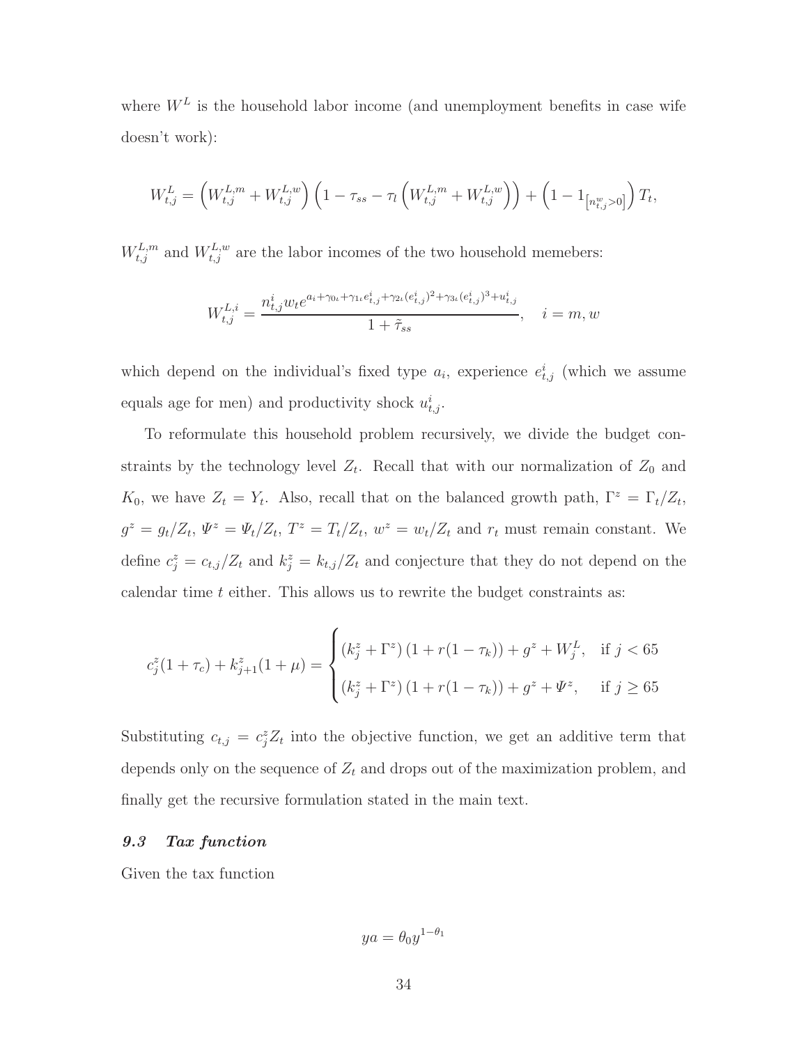where $W^L$ is the household labor income (and unemployment benefits in case wife doesn't work):

$$W^L_{t,j} = \left(W^{L,m}_{t,j} + W^{L,w}_{t,j}\right)\left(1 - \tau_{ss} - \tau_l\left(W^{L,m}_{t,j} + W^{L,w}_{t,j}\right)\right) + \left(1 - 1_{\left[n^w_{t,j}>0\right]}\right)T_t,$$

$W^{L,m}_{t,j}$ and $W^{L,w}_{t,j}$ are the labor incomes of the two household memebers:

$$W^{L,i}_{t,j} = \frac{n^i_{t,j} w_t e^{a_i + \gamma_{0\iota} + \gamma_{1\iota} e^i_{t,j} + \gamma_{2\iota}(e^i_{t,j})^2 + \gamma_{3\iota}(e^i_{t,j})^3 + u^i_{t,j}}}{1 + \tilde{\tau}_{ss}}, \quad i = m, w$$

which depend on the individual's fixed type $a_i$, experience $e^i_{t,j}$ (which we assume equals age for men) and productivity shock $u^i_{t,j}$.

To reformulate this household problem recursively, we divide the budget constraints by the technology level $Z_t$. Recall that with our normalization of $Z_0$ and $K_0$, we have $Z_t = Y_t$. Also, recall that on the balanced growth path, $\Gamma^z = \Gamma_t/Z_t$, $g^z = g_t/Z_t$, $\Psi^z = \Psi_t/Z_t$, $T^z = T_t/Z_t$, $w^z = w_t/Z_t$ and $r_t$ must remain constant. We define $c^z_j = c_{t,j}/Z_t$ and $k^z_j = k_{t,j}/Z_t$ and conjecture that they do not depend on the calendar time $t$ either. This allows us to rewrite the budget constraints as:

$$c^z_j(1+\tau_c) + k^z_{j+1}(1+\mu) = \begin{cases} \left(k^z_j + \Gamma^z\right)\left(1 + r(1-\tau_k)\right) + g^z + W^L_j, & \text{if } j < 65 \\ \left(k^z_j + \Gamma^z\right)\left(1 + r(1-\tau_k)\right) + g^z + \Psi^z, & \text{if } j \geq 65 \end{cases}$$

Substituting $c_{t,j} = c^z_j Z_t$ into the objective function, we get an additive term that depends only on the sequence of $Z_t$ and drops out of the maximization problem, and finally get the recursive formulation stated in the main text.

### *9.3 Tax function*

Given the tax function

$$ya = \theta_0 y^{1-\theta_1}$$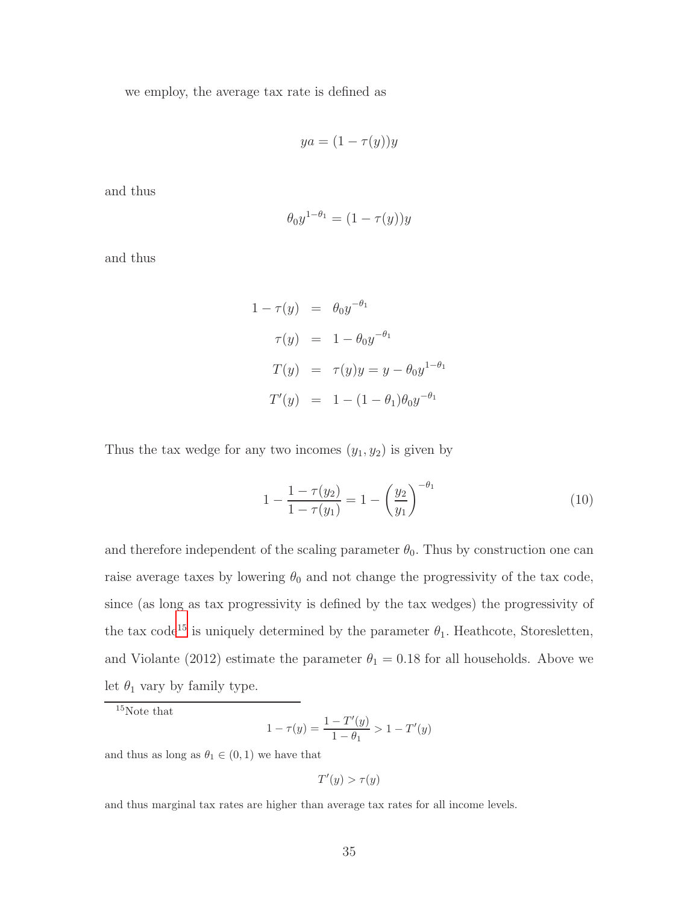we employ, the average tax rate is defined as

$$ya = (1 - \tau(y))y$$

and thus

$$\theta_0 y^{1-\theta_1} = (1 - \tau(y))y$$

and thus

$$\begin{aligned}
1 - \tau(y) &= \theta_0 y^{-\theta_1} \\
\tau(y) &= 1 - \theta_0 y^{-\theta_1} \\
T(y) &= \tau(y)y = y - \theta_0 y^{1-\theta_1} \\
T'(y) &= 1 - (1 - \theta_1)\theta_0 y^{-\theta_1}
\end{aligned}$$

Thus the tax wedge for any two incomes $(y_1, y_2)$ is given by

$$1 - \frac{1 - \tau(y_2)}{1 - \tau(y_1)} = 1 - \left(\frac{y_2}{y_1}\right)^{-\theta_1} \tag{10}$$

and therefore independent of the scaling parameter $\theta_0$. Thus by construction one can raise average taxes by lowering $\theta_0$ and not change the progressivity of the tax code, since (as long as tax progressivity is defined by the tax wedges) the progressivity of the tax code[15] is uniquely determined by the parameter $\theta_1$. Heathcote, Storesletten, and Violante (2012) estimate the parameter $\theta_1 = 0.18$ for all households. Above we let $\theta_1$ vary by family type.

[15] Note that

$$1 - \tau(y) = \frac{1 - T'(y)}{1 - \theta_1} > 1 - T'(y)$$

and thus as long as $\theta_1 \in (0, 1)$ we have that

$$T'(y) > \tau(y)$$

and thus marginal tax rates are higher than average tax rates for all income levels.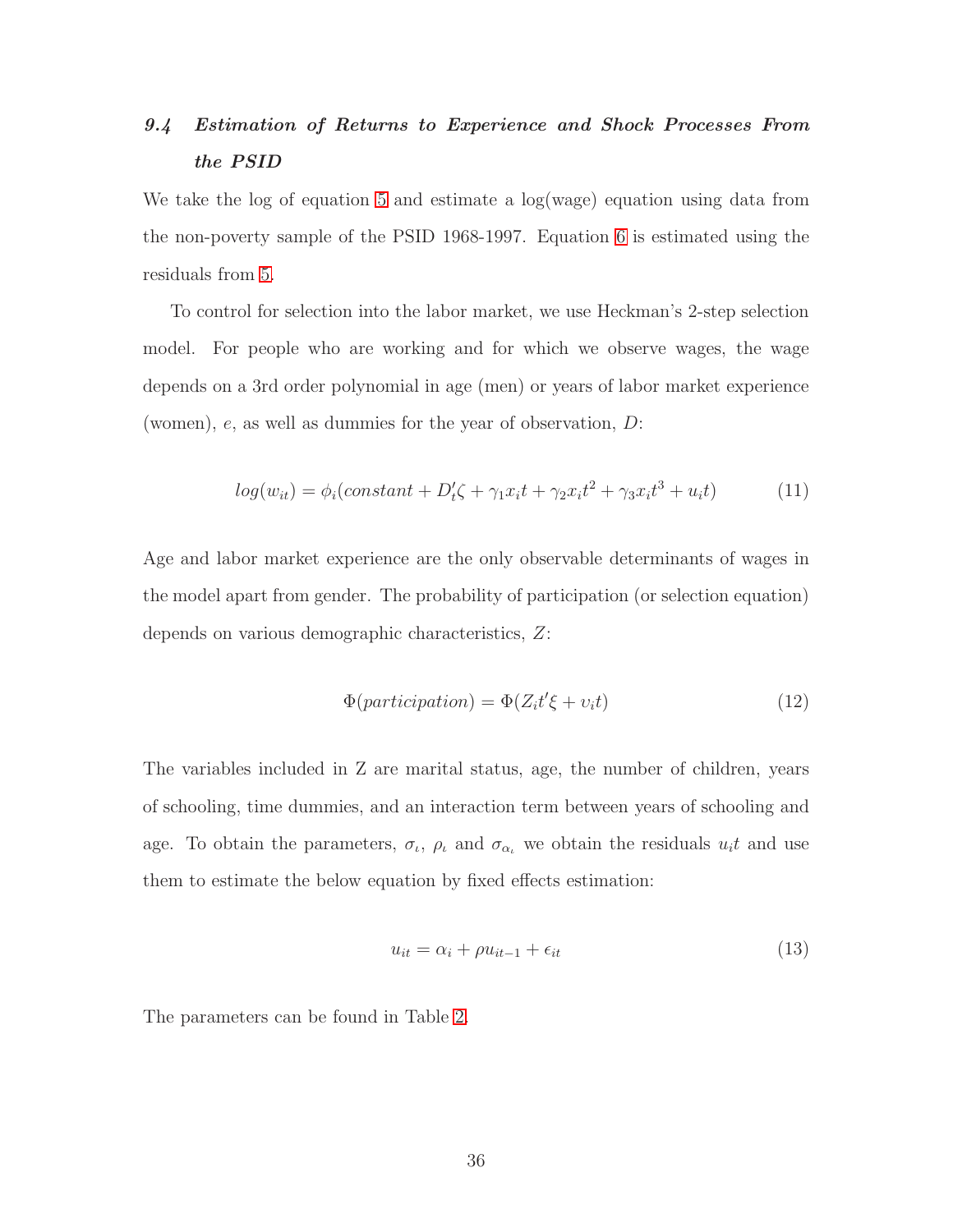## 9.4 *Estimation of Returns to Experience and Shock Processes From the PSID*

We take the log of equation 5 and estimate a log(wage) equation using data from the non-poverty sample of the PSID 1968-1997. Equation 6 is estimated using the residuals from 5.

To control for selection into the labor market, we use Heckman's 2-step selection model. For people who are working and for which we observe wages, the wage depends on a 3rd order polynomial in age (men) or years of labor market experience (women), $e$, as well as dummies for the year of observation, $D$:

$$log(w_{it}) = \phi_i(constant + D_t'\zeta + \gamma_1 x_i t + \gamma_2 x_i t^2 + \gamma_3 x_i t^3 + u_i t) \tag{11}$$

Age and labor market experience are the only observable determinants of wages in the model apart from gender. The probability of participation (or selection equation) depends on various demographic characteristics, $Z$:

$$\Phi(participation) = \Phi(Z_i t'\xi + \upsilon_i t) \tag{12}$$

The variables included in Z are marital status, age, the number of children, years of schooling, time dummies, and an interaction term between years of schooling and age. To obtain the parameters, $\sigma_\iota$, $\rho_\iota$ and $\sigma_{\alpha_\iota}$ we obtain the residuals $u_i t$ and use them to estimate the below equation by fixed effects estimation:

$$u_{it} = \alpha_i + \rho u_{it-1} + \epsilon_{it} \tag{13}$$

The parameters can be found in Table 2.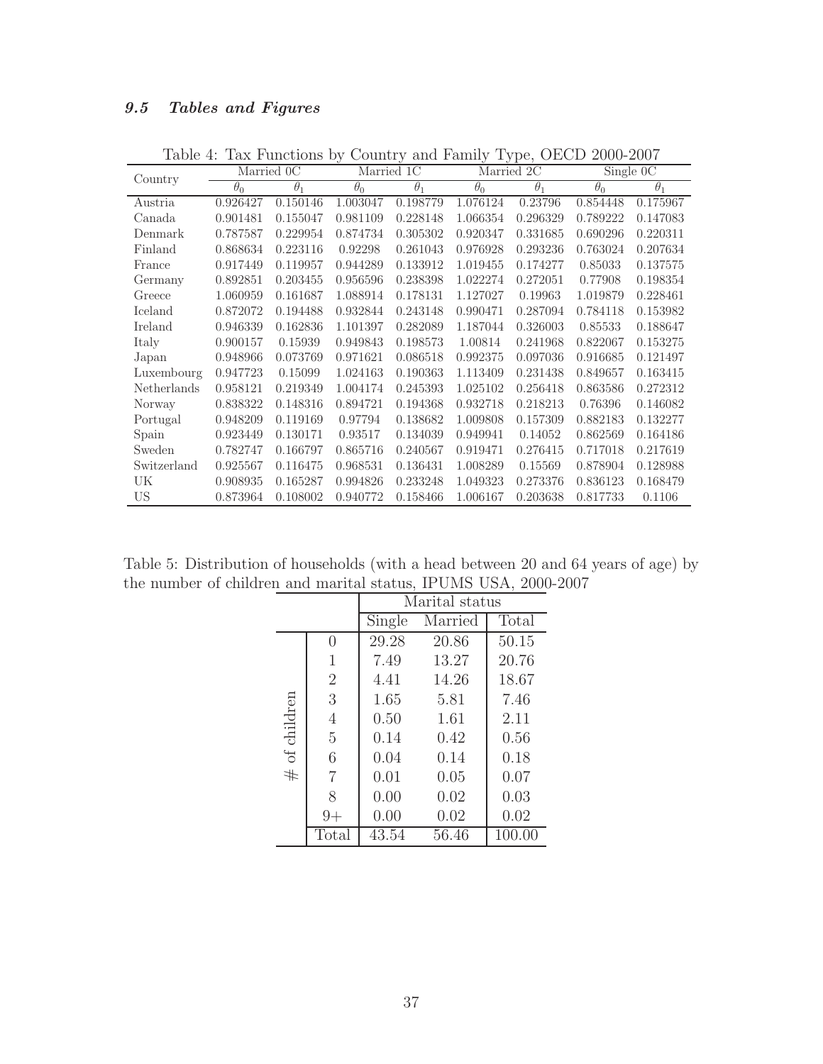### *9.5 Tables and Figures*

Table 4: Tax Functions by Country and Family Type, OECD 2000-2007

| Country | Married 0C | | Married 1C | | Married 2C | | Single 0C | |
|---|---|---|---|---|---|---|---|---|
| | $\theta_0$ | $\theta_1$ | $\theta_0$ | $\theta_1$ | $\theta_0$ | $\theta_1$ | $\theta_0$ | $\theta_1$ |
| Austria | 0.926427 | 0.150146 | 1.003047 | 0.198779 | 1.076124 | 0.23796 | 0.854448 | 0.175967 |
| Canada | 0.901481 | 0.155047 | 0.981109 | 0.228148 | 1.066354 | 0.296329 | 0.789222 | 0.147083 |
| Denmark | 0.787587 | 0.229954 | 0.874734 | 0.305302 | 0.920347 | 0.331685 | 0.690296 | 0.220311 |
| Finland | 0.868634 | 0.223116 | 0.92298 | 0.261043 | 0.976928 | 0.293236 | 0.763024 | 0.207634 |
| France | 0.917449 | 0.119957 | 0.944289 | 0.133912 | 1.019455 | 0.174277 | 0.85033 | 0.137575 |
| Germany | 0.892851 | 0.203455 | 0.956596 | 0.238398 | 1.022274 | 0.272051 | 0.77908 | 0.198354 |
| Greece | 1.060959 | 0.161687 | 1.088914 | 0.178131 | 1.127027 | 0.19963 | 1.019879 | 0.228461 |
| Iceland | 0.872072 | 0.194488 | 0.932844 | 0.243148 | 0.990471 | 0.287094 | 0.784118 | 0.153982 |
| Ireland | 0.946339 | 0.162836 | 1.101397 | 0.282089 | 1.187044 | 0.326003 | 0.85533 | 0.188647 |
| Italy | 0.900157 | 0.15939 | 0.949843 | 0.198573 | 1.00814 | 0.241968 | 0.822067 | 0.153275 |
| Japan | 0.948966 | 0.073769 | 0.971621 | 0.086518 | 0.992375 | 0.097036 | 0.916685 | 0.121497 |
| Luxembourg | 0.947723 | 0.15099 | 1.024163 | 0.190363 | 1.113409 | 0.231438 | 0.849657 | 0.163415 |
| Netherlands | 0.958121 | 0.219349 | 1.004174 | 0.245393 | 1.025102 | 0.256418 | 0.863586 | 0.272312 |
| Norway | 0.838322 | 0.148316 | 0.894721 | 0.194368 | 0.932718 | 0.218213 | 0.76396 | 0.146082 |
| Portugal | 0.948209 | 0.119169 | 0.97794 | 0.138682 | 1.009808 | 0.157309 | 0.882183 | 0.132277 |
| Spain | 0.923449 | 0.130171 | 0.93517 | 0.134039 | 0.949941 | 0.14052 | 0.862569 | 0.164186 |
| Sweden | 0.782747 | 0.166797 | 0.865716 | 0.240567 | 0.919471 | 0.276415 | 0.717018 | 0.217619 |
| Switzerland | 0.925567 | 0.116475 | 0.968531 | 0.136431 | 1.008289 | 0.15569 | 0.878904 | 0.128988 |
| UK | 0.908935 | 0.165287 | 0.994826 | 0.233248 | 1.049323 | 0.273376 | 0.836123 | 0.168479 |
| US | 0.873964 | 0.108002 | 0.940772 | 0.158466 | 1.006167 | 0.203638 | 0.817733 | 0.1106 |

Table 5: Distribution of households (with a head between 20 and 64 years of age) by the number of children and marital status, IPUMS USA, 2000-2007

| | | Marital status | | |
|---|---|---|---|---|
| | | Single | Married | Total |
| # of children | 0 | 29.28 | 20.86 | 50.15 |
| | 1 | 7.49 | 13.27 | 20.76 |
| | 2 | 4.41 | 14.26 | 18.67 |
| | 3 | 1.65 | 5.81 | 7.46 |
| | 4 | 0.50 | 1.61 | 2.11 |
| | 5 | 0.14 | 0.42 | 0.56 |
| | 6 | 0.04 | 0.14 | 0.18 |
| | 7 | 0.01 | 0.05 | 0.07 |
| | 8 | 0.00 | 0.02 | 0.03 |
| | 9+ | 0.00 | 0.02 | 0.02 |
| | Total | 43.54 | 56.46 | 100.00 |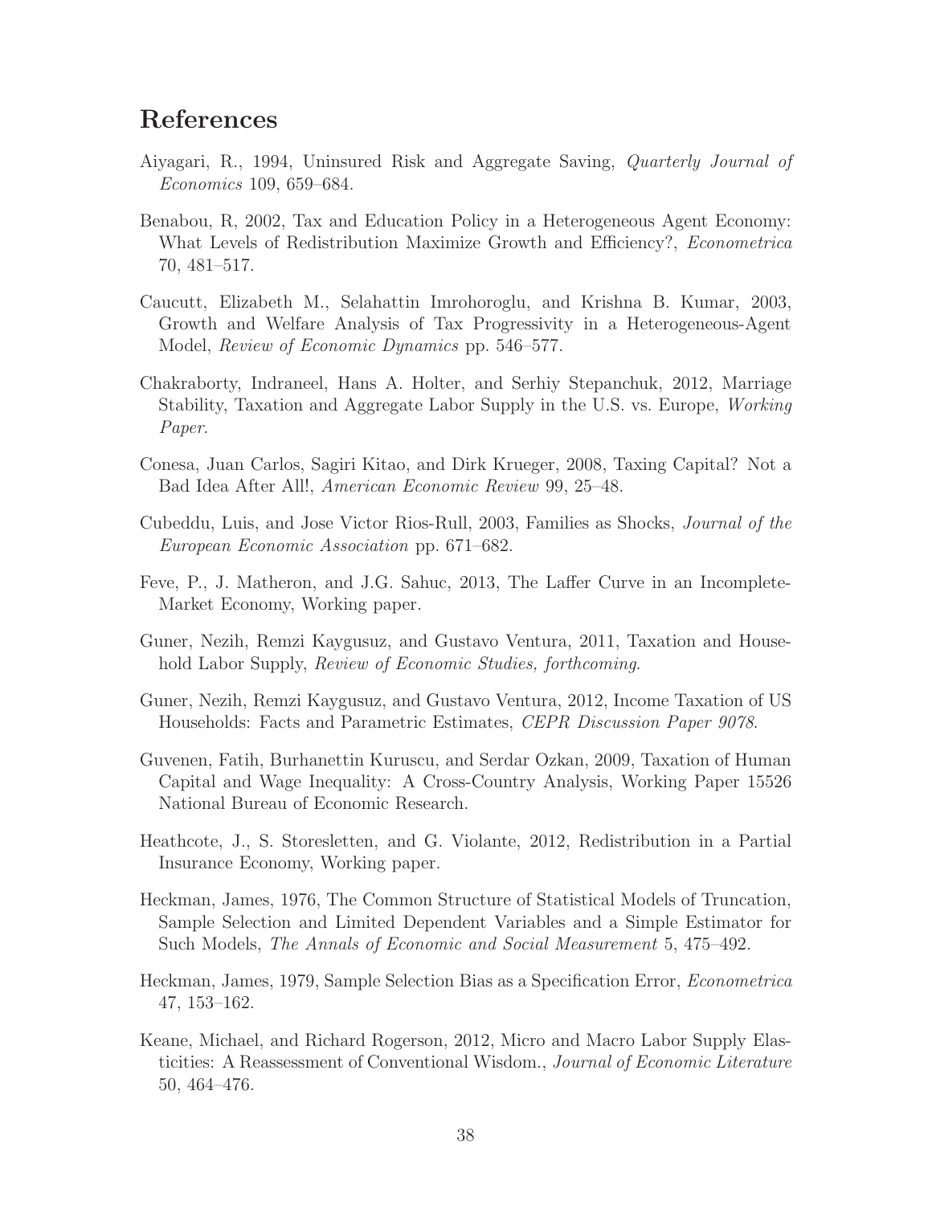# References

Aiyagari, R., 1994, Uninsured Risk and Aggregate Saving, *Quarterly Journal of Economics* 109, 659–684.

Benabou, R, 2002, Tax and Education Policy in a Heterogeneous Agent Economy: What Levels of Redistribution Maximize Growth and Efficiency?, *Econometrica* 70, 481–517.

Caucutt, Elizabeth M., Selahattin Imrohoroglu, and Krishna B. Kumar, 2003, Growth and Welfare Analysis of Tax Progressivity in a Heterogeneous-Agent Model, *Review of Economic Dynamics* pp. 546–577.

Chakraborty, Indraneel, Hans A. Holter, and Serhiy Stepanchuk, 2012, Marriage Stability, Taxation and Aggregate Labor Supply in the U.S. vs. Europe, *Working Paper*.

Conesa, Juan Carlos, Sagiri Kitao, and Dirk Krueger, 2008, Taxing Capital? Not a Bad Idea After All!, *American Economic Review* 99, 25–48.

Cubeddu, Luis, and Jose Victor Rios-Rull, 2003, Families as Shocks, *Journal of the European Economic Association* pp. 671–682.

Feve, P., J. Matheron, and J.G. Sahuc, 2013, The Laffer Curve in an Incomplete-Market Economy, Working paper.

Guner, Nezih, Remzi Kaygusuz, and Gustavo Ventura, 2011, Taxation and Household Labor Supply, *Review of Economic Studies, forthcoming*.

Guner, Nezih, Remzi Kaygusuz, and Gustavo Ventura, 2012, Income Taxation of US Households: Facts and Parametric Estimates, *CEPR Discussion Paper 9078*.

Guvenen, Fatih, Burhanettin Kuruscu, and Serdar Ozkan, 2009, Taxation of Human Capital and Wage Inequality: A Cross-Country Analysis, Working Paper 15526 National Bureau of Economic Research.

Heathcote, J., S. Storesletten, and G. Violante, 2012, Redistribution in a Partial Insurance Economy, Working paper.

Heckman, James, 1976, The Common Structure of Statistical Models of Truncation, Sample Selection and Limited Dependent Variables and a Simple Estimator for Such Models, *The Annals of Economic and Social Measurement* 5, 475–492.

Heckman, James, 1979, Sample Selection Bias as a Specification Error, *Econometrica* 47, 153–162.

Keane, Michael, and Richard Rogerson, 2012, Micro and Macro Labor Supply Elasticities: A Reassessment of Conventional Wisdom., *Journal of Economic Literature* 50, 464–476.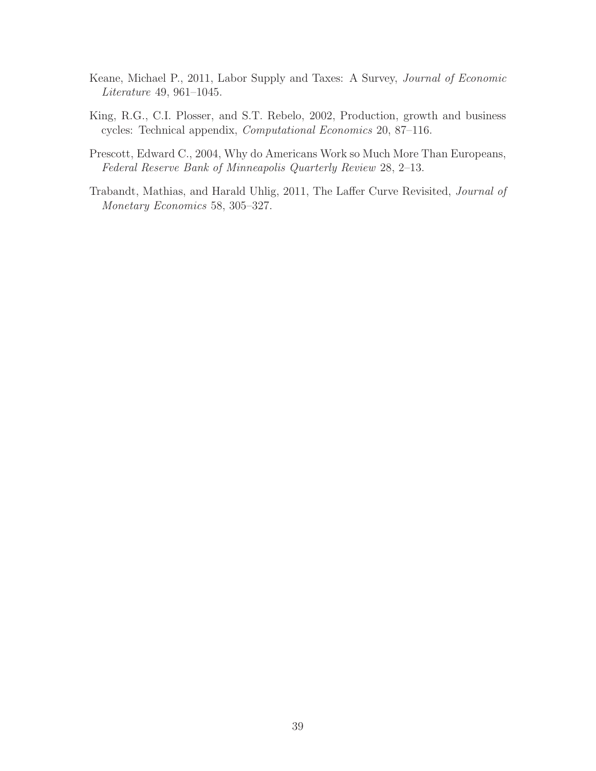Keane, Michael P., 2011, Labor Supply and Taxes: A Survey, *Journal of Economic Literature* 49, 961–1045.

King, R.G., C.I. Plosser, and S.T. Rebelo, 2002, Production, growth and business cycles: Technical appendix, *Computational Economics* 20, 87–116.

Prescott, Edward C., 2004, Why do Americans Work so Much More Than Europeans, *Federal Reserve Bank of Minneapolis Quarterly Review* 28, 2–13.

Trabandt, Mathias, and Harald Uhlig, 2011, The Laffer Curve Revisited, *Journal of Monetary Economics* 58, 305–327.